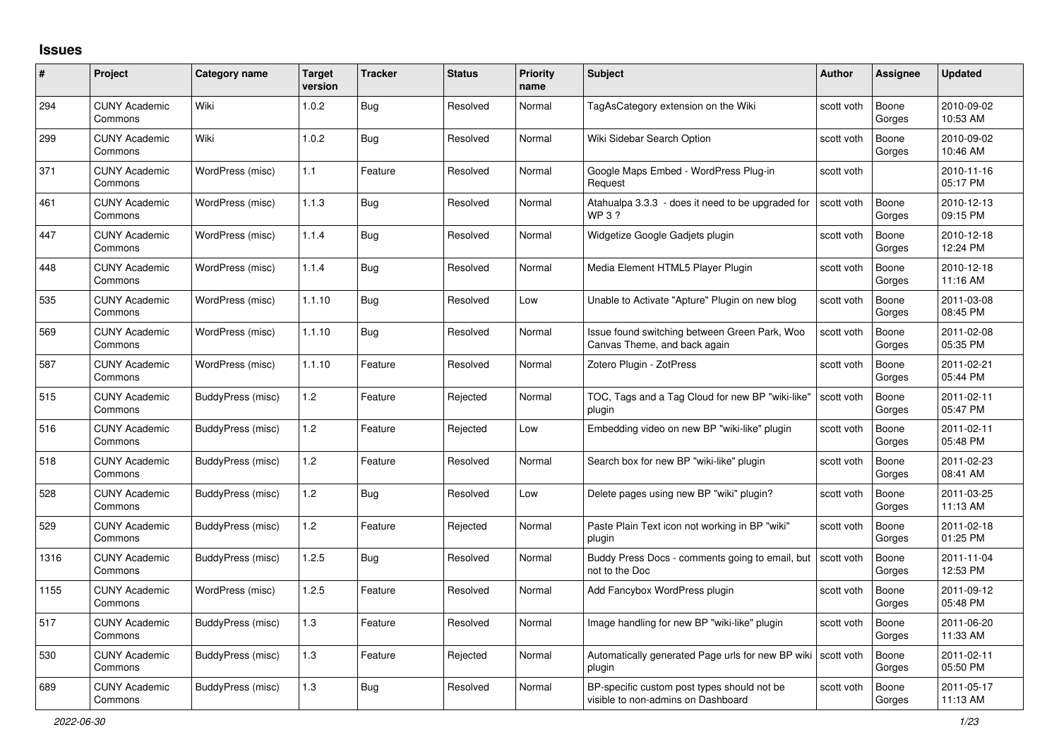# Issues

| # | Project | Category name | Target version | Tracker | Status | Priority name | Subject | Author | Assignee | Updated |
|---|---|---|---|---|---|---|---|---|---|---|
| 294 | CUNY Academic Commons | Wiki | 1.0.2 | Bug | Resolved | Normal | TagAsCategory extension on the Wiki | scott voth | Boone Gorges | 2010-09-02 10:53 AM |
| 299 | CUNY Academic Commons | Wiki | 1.0.2 | Bug | Resolved | Normal | Wiki Sidebar Search Option | scott voth | Boone Gorges | 2010-09-02 10:46 AM |
| 371 | CUNY Academic Commons | WordPress (misc) | 1.1 | Feature | Resolved | Normal | Google Maps Embed - WordPress Plug-in Request | scott voth | | 2010-11-16 05:17 PM |
| 461 | CUNY Academic Commons | WordPress (misc) | 1.1.3 | Bug | Resolved | Normal | Atahualpa 3.3.3 - does it need to be upgraded for WP 3 ? | scott voth | Boone Gorges | 2010-12-13 09:15 PM |
| 447 | CUNY Academic Commons | WordPress (misc) | 1.1.4 | Bug | Resolved | Normal | Widgetize Google Gadjets plugin | scott voth | Boone Gorges | 2010-12-18 12:24 PM |
| 448 | CUNY Academic Commons | WordPress (misc) | 1.1.4 | Bug | Resolved | Normal | Media Element HTML5 Player Plugin | scott voth | Boone Gorges | 2010-12-18 11:16 AM |
| 535 | CUNY Academic Commons | WordPress (misc) | 1.1.10 | Bug | Resolved | Low | Unable to Activate "Apture" Plugin on new blog | scott voth | Boone Gorges | 2011-03-08 08:45 PM |
| 569 | CUNY Academic Commons | WordPress (misc) | 1.1.10 | Bug | Resolved | Normal | Issue found switching between Green Park, Woo Canvas Theme, and back again | scott voth | Boone Gorges | 2011-02-08 05:35 PM |
| 587 | CUNY Academic Commons | WordPress (misc) | 1.1.10 | Feature | Resolved | Normal | Zotero Plugin - ZotPress | scott voth | Boone Gorges | 2011-02-21 05:44 PM |
| 515 | CUNY Academic Commons | BuddyPress (misc) | 1.2 | Feature | Rejected | Normal | TOC, Tags and a Tag Cloud for new BP "wiki-like" plugin | scott voth | Boone Gorges | 2011-02-11 05:47 PM |
| 516 | CUNY Academic Commons | BuddyPress (misc) | 1.2 | Feature | Rejected | Low | Embedding video on new BP "wiki-like" plugin | scott voth | Boone Gorges | 2011-02-11 05:48 PM |
| 518 | CUNY Academic Commons | BuddyPress (misc) | 1.2 | Feature | Resolved | Normal | Search box for new BP "wiki-like" plugin | scott voth | Boone Gorges | 2011-02-23 08:41 AM |
| 528 | CUNY Academic Commons | BuddyPress (misc) | 1.2 | Bug | Resolved | Low | Delete pages using new BP "wiki" plugin? | scott voth | Boone Gorges | 2011-03-25 11:13 AM |
| 529 | CUNY Academic Commons | BuddyPress (misc) | 1.2 | Feature | Rejected | Normal | Paste Plain Text icon not working in BP "wiki" plugin | scott voth | Boone Gorges | 2011-02-18 01:25 PM |
| 1316 | CUNY Academic Commons | BuddyPress (misc) | 1.2.5 | Bug | Resolved | Normal | Buddy Press Docs - comments going to email, but not to the Doc | scott voth | Boone Gorges | 2011-11-04 12:53 PM |
| 1155 | CUNY Academic Commons | WordPress (misc) | 1.2.5 | Feature | Resolved | Normal | Add Fancybox WordPress plugin | scott voth | Boone Gorges | 2011-09-12 05:48 PM |
| 517 | CUNY Academic Commons | BuddyPress (misc) | 1.3 | Feature | Resolved | Normal | Image handling for new BP "wiki-like" plugin | scott voth | Boone Gorges | 2011-06-20 11:33 AM |
| 530 | CUNY Academic Commons | BuddyPress (misc) | 1.3 | Feature | Rejected | Normal | Automatically generated Page urls for new BP wiki plugin | scott voth | Boone Gorges | 2011-02-11 05:50 PM |
| 689 | CUNY Academic Commons | BuddyPress (misc) | 1.3 | Bug | Resolved | Normal | BP-specific custom post types should not be visible to non-admins on Dashboard | scott voth | Boone Gorges | 2011-05-17 11:13 AM |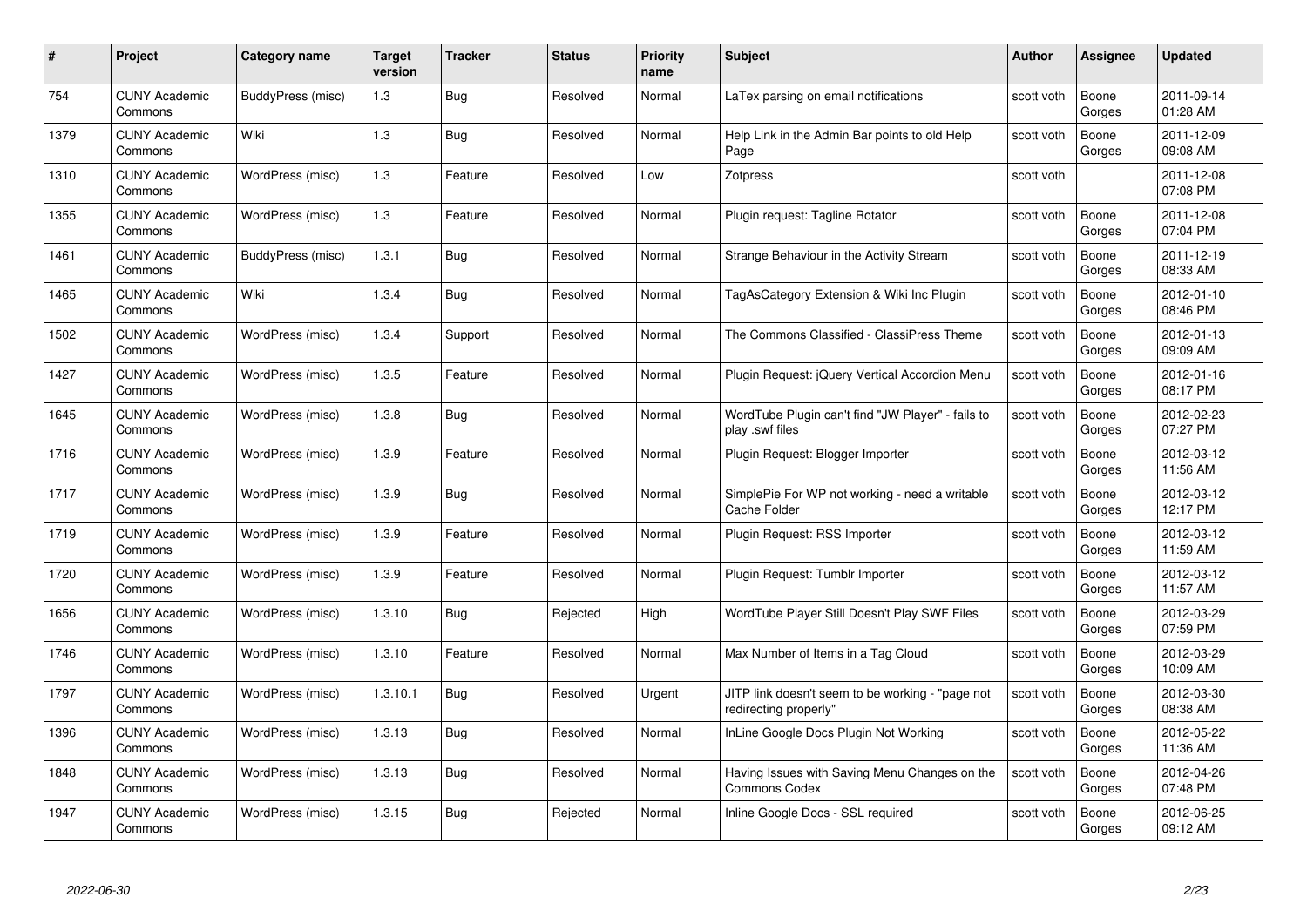| # | Project | Category name | Target version | Tracker | Status | Priority name | Subject | Author | Assignee | Updated |
|---|---|---|---|---|---|---|---|---|---|---|
| 754 | CUNY Academic Commons | BuddyPress (misc) | 1.3 | Bug | Resolved | Normal | LaTex parsing on email notifications | scott voth | Boone Gorges | 2011-09-14 01:28 AM |
| 1379 | CUNY Academic Commons | Wiki | 1.3 | Bug | Resolved | Normal | Help Link in the Admin Bar points to old Help Page | scott voth | Boone Gorges | 2011-12-09 09:08 AM |
| 1310 | CUNY Academic Commons | WordPress (misc) | 1.3 | Feature | Resolved | Low | Zotpress | scott voth | | 2011-12-08 07:08 PM |
| 1355 | CUNY Academic Commons | WordPress (misc) | 1.3 | Feature | Resolved | Normal | Plugin request: Tagline Rotator | scott voth | Boone Gorges | 2011-12-08 07:04 PM |
| 1461 | CUNY Academic Commons | BuddyPress (misc) | 1.3.1 | Bug | Resolved | Normal | Strange Behaviour in the Activity Stream | scott voth | Boone Gorges | 2011-12-19 08:33 AM |
| 1465 | CUNY Academic Commons | Wiki | 1.3.4 | Bug | Resolved | Normal | TagAsCategory Extension & Wiki Inc Plugin | scott voth | Boone Gorges | 2012-01-10 08:46 PM |
| 1502 | CUNY Academic Commons | WordPress (misc) | 1.3.4 | Support | Resolved | Normal | The Commons Classified - ClassiPress Theme | scott voth | Boone Gorges | 2012-01-13 09:09 AM |
| 1427 | CUNY Academic Commons | WordPress (misc) | 1.3.5 | Feature | Resolved | Normal | Plugin Request: jQuery Vertical Accordion Menu | scott voth | Boone Gorges | 2012-01-16 08:17 PM |
| 1645 | CUNY Academic Commons | WordPress (misc) | 1.3.8 | Bug | Resolved | Normal | WordTube Plugin can't find "JW Player" - fails to play .swf files | scott voth | Boone Gorges | 2012-02-23 07:27 PM |
| 1716 | CUNY Academic Commons | WordPress (misc) | 1.3.9 | Feature | Resolved | Normal | Plugin Request: Blogger Importer | scott voth | Boone Gorges | 2012-03-12 11:56 AM |
| 1717 | CUNY Academic Commons | WordPress (misc) | 1.3.9 | Bug | Resolved | Normal | SimplePie For WP not working - need a writable Cache Folder | scott voth | Boone Gorges | 2012-03-12 12:17 PM |
| 1719 | CUNY Academic Commons | WordPress (misc) | 1.3.9 | Feature | Resolved | Normal | Plugin Request: RSS Importer | scott voth | Boone Gorges | 2012-03-12 11:59 AM |
| 1720 | CUNY Academic Commons | WordPress (misc) | 1.3.9 | Feature | Resolved | Normal | Plugin Request: Tumblr Importer | scott voth | Boone Gorges | 2012-03-12 11:57 AM |
| 1656 | CUNY Academic Commons | WordPress (misc) | 1.3.10 | Bug | Rejected | High | WordTube Player Still Doesn't Play SWF Files | scott voth | Boone Gorges | 2012-03-29 07:59 PM |
| 1746 | CUNY Academic Commons | WordPress (misc) | 1.3.10 | Feature | Resolved | Normal | Max Number of Items in a Tag Cloud | scott voth | Boone Gorges | 2012-03-29 10:09 AM |
| 1797 | CUNY Academic Commons | WordPress (misc) | 1.3.10.1 | Bug | Resolved | Urgent | JITP link doesn't seem to be working - "page not redirecting properly" | scott voth | Boone Gorges | 2012-03-30 08:38 AM |
| 1396 | CUNY Academic Commons | WordPress (misc) | 1.3.13 | Bug | Resolved | Normal | InLine Google Docs Plugin Not Working | scott voth | Boone Gorges | 2012-05-22 11:36 AM |
| 1848 | CUNY Academic Commons | WordPress (misc) | 1.3.13 | Bug | Resolved | Normal | Having Issues with Saving Menu Changes on the Commons Codex | scott voth | Boone Gorges | 2012-04-26 07:48 PM |
| 1947 | CUNY Academic Commons | WordPress (misc) | 1.3.15 | Bug | Rejected | Normal | Inline Google Docs - SSL required | scott voth | Boone Gorges | 2012-06-25 09:12 AM |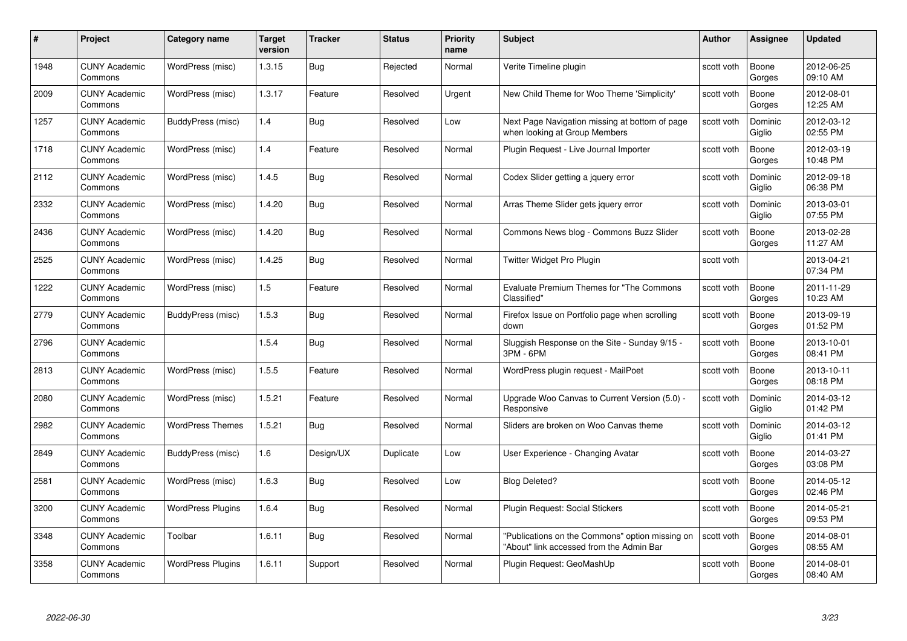| # | Project | Category name | Target version | Tracker | Status | Priority name | Subject | Author | Assignee | Updated |
|---|---|---|---|---|---|---|---|---|---|---|
| 1948 | CUNY Academic Commons | WordPress (misc) | 1.3.15 | Bug | Rejected | Normal | Verite Timeline plugin | scott voth | Boone Gorges | 2012-06-25 09:10 AM |
| 2009 | CUNY Academic Commons | WordPress (misc) | 1.3.17 | Feature | Resolved | Urgent | New Child Theme for Woo Theme 'Simplicity' | scott voth | Boone Gorges | 2012-08-01 12:25 AM |
| 1257 | CUNY Academic Commons | BuddyPress (misc) | 1.4 | Bug | Resolved | Low | Next Page Navigation missing at bottom of page when looking at Group Members | scott voth | Dominic Giglio | 2012-03-12 02:55 PM |
| 1718 | CUNY Academic Commons | WordPress (misc) | 1.4 | Feature | Resolved | Normal | Plugin Request - Live Journal Importer | scott voth | Boone Gorges | 2012-03-19 10:48 PM |
| 2112 | CUNY Academic Commons | WordPress (misc) | 1.4.5 | Bug | Resolved | Normal | Codex Slider getting a jquery error | scott voth | Dominic Giglio | 2012-09-18 06:38 PM |
| 2332 | CUNY Academic Commons | WordPress (misc) | 1.4.20 | Bug | Resolved | Normal | Arras Theme Slider gets jquery error | scott voth | Dominic Giglio | 2013-03-01 07:55 PM |
| 2436 | CUNY Academic Commons | WordPress (misc) | 1.4.20 | Bug | Resolved | Normal | Commons News blog - Commons Buzz Slider | scott voth | Boone Gorges | 2013-02-28 11:27 AM |
| 2525 | CUNY Academic Commons | WordPress (misc) | 1.4.25 | Bug | Resolved | Normal | Twitter Widget Pro Plugin | scott voth | | 2013-04-21 07:34 PM |
| 1222 | CUNY Academic Commons | WordPress (misc) | 1.5 | Feature | Resolved | Normal | Evaluate Premium Themes for "The Commons Classified" | scott voth | Boone Gorges | 2011-11-29 10:23 AM |
| 2779 | CUNY Academic Commons | BuddyPress (misc) | 1.5.3 | Bug | Resolved | Normal | Firefox Issue on Portfolio page when scrolling down | scott voth | Boone Gorges | 2013-09-19 01:52 PM |
| 2796 | CUNY Academic Commons | | 1.5.4 | Bug | Resolved | Normal | Sluggish Response on the Site - Sunday 9/15 - 3PM - 6PM | scott voth | Boone Gorges | 2013-10-01 08:41 PM |
| 2813 | CUNY Academic Commons | WordPress (misc) | 1.5.5 | Feature | Resolved | Normal | WordPress plugin request - MailPoet | scott voth | Boone Gorges | 2013-10-11 08:18 PM |
| 2080 | CUNY Academic Commons | WordPress (misc) | 1.5.21 | Feature | Resolved | Normal | Upgrade Woo Canvas to Current Version (5.0) - Responsive | scott voth | Dominic Giglio | 2014-03-12 01:42 PM |
| 2982 | CUNY Academic Commons | WordPress Themes | 1.5.21 | Bug | Resolved | Normal | Sliders are broken on Woo Canvas theme | scott voth | Dominic Giglio | 2014-03-12 01:41 PM |
| 2849 | CUNY Academic Commons | BuddyPress (misc) | 1.6 | Design/UX | Duplicate | Low | User Experience - Changing Avatar | scott voth | Boone Gorges | 2014-03-27 03:08 PM |
| 2581 | CUNY Academic Commons | WordPress (misc) | 1.6.3 | Bug | Resolved | Low | Blog Deleted? | scott voth | Boone Gorges | 2014-05-12 02:46 PM |
| 3200 | CUNY Academic Commons | WordPress Plugins | 1.6.4 | Bug | Resolved | Normal | Plugin Request: Social Stickers | scott voth | Boone Gorges | 2014-05-21 09:53 PM |
| 3348 | CUNY Academic Commons | Toolbar | 1.6.11 | Bug | Resolved | Normal | "Publications on the Commons" option missing on "About" link accessed from the Admin Bar | scott voth | Boone Gorges | 2014-08-01 08:55 AM |
| 3358 | CUNY Academic Commons | WordPress Plugins | 1.6.11 | Support | Resolved | Normal | Plugin Request: GeoMashUp | scott voth | Boone Gorges | 2014-08-01 08:40 AM |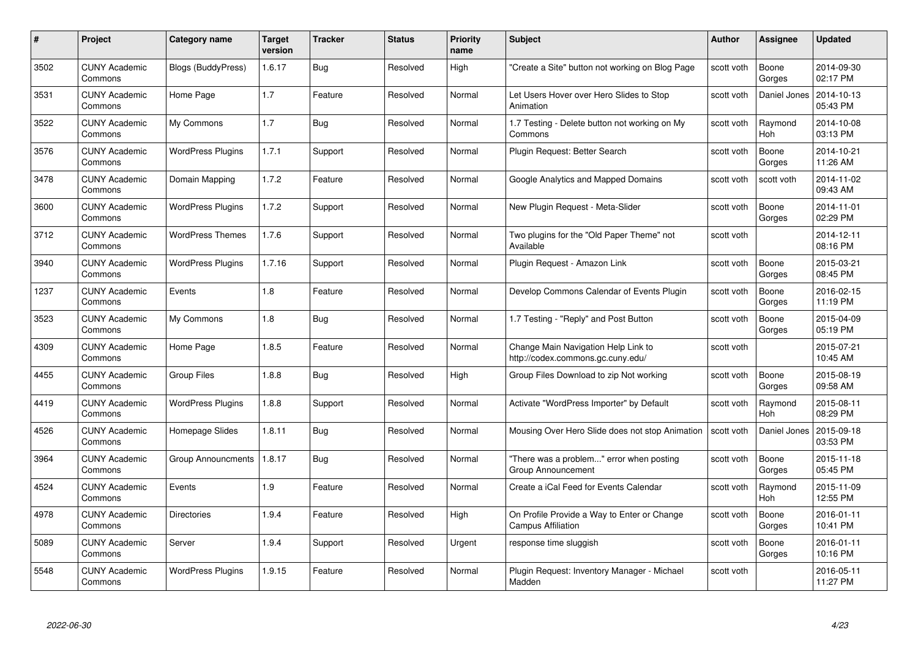| # | Project | Category name | Target version | Tracker | Status | Priority name | Subject | Author | Assignee | Updated |
|---|---|---|---|---|---|---|---|---|---|---|
| 3502 | CUNY Academic Commons | Blogs (BuddyPress) | 1.6.17 | Bug | Resolved | High | "Create a Site" button not working on Blog Page | scott voth | Boone Gorges | 2014-09-30 02:17 PM |
| 3531 | CUNY Academic Commons | Home Page | 1.7 | Feature | Resolved | Normal | Let Users Hover over Hero Slides to Stop Animation | scott voth | Daniel Jones | 2014-10-13 05:43 PM |
| 3522 | CUNY Academic Commons | My Commons | 1.7 | Bug | Resolved | Normal | 1.7 Testing - Delete button not working on My Commons | scott voth | Raymond Hoh | 2014-10-08 03:13 PM |
| 3576 | CUNY Academic Commons | WordPress Plugins | 1.7.1 | Support | Resolved | Normal | Plugin Request: Better Search | scott voth | Boone Gorges | 2014-10-21 11:26 AM |
| 3478 | CUNY Academic Commons | Domain Mapping | 1.7.2 | Feature | Resolved | Normal | Google Analytics and Mapped Domains | scott voth | scott voth | 2014-11-02 09:43 AM |
| 3600 | CUNY Academic Commons | WordPress Plugins | 1.7.2 | Support | Resolved | Normal | New Plugin Request - Meta-Slider | scott voth | Boone Gorges | 2014-11-01 02:29 PM |
| 3712 | CUNY Academic Commons | WordPress Themes | 1.7.6 | Support | Resolved | Normal | Two plugins for the "Old Paper Theme" not Available | scott voth | | 2014-12-11 08:16 PM |
| 3940 | CUNY Academic Commons | WordPress Plugins | 1.7.16 | Support | Resolved | Normal | Plugin Request - Amazon Link | scott voth | Boone Gorges | 2015-03-21 08:45 PM |
| 1237 | CUNY Academic Commons | Events | 1.8 | Feature | Resolved | Normal | Develop Commons Calendar of Events Plugin | scott voth | Boone Gorges | 2016-02-15 11:19 PM |
| 3523 | CUNY Academic Commons | My Commons | 1.8 | Bug | Resolved | Normal | 1.7 Testing - "Reply" and Post Button | scott voth | Boone Gorges | 2015-04-09 05:19 PM |
| 4309 | CUNY Academic Commons | Home Page | 1.8.5 | Feature | Resolved | Normal | Change Main Navigation Help Link to http://codex.commons.gc.cuny.edu/ | scott voth | | 2015-07-21 10:45 AM |
| 4455 | CUNY Academic Commons | Group Files | 1.8.8 | Bug | Resolved | High | Group Files Download to zip Not working | scott voth | Boone Gorges | 2015-08-19 09:58 AM |
| 4419 | CUNY Academic Commons | WordPress Plugins | 1.8.8 | Support | Resolved | Normal | Activate "WordPress Importer" by Default | scott voth | Raymond Hoh | 2015-08-11 08:29 PM |
| 4526 | CUNY Academic Commons | Homepage Slides | 1.8.11 | Bug | Resolved | Normal | Mousing Over Hero Slide does not stop Animation | scott voth | Daniel Jones | 2015-09-18 03:53 PM |
| 3964 | CUNY Academic Commons | Group Announcments | 1.8.17 | Bug | Resolved | Normal | "There was a problem..." error when posting Group Announcement | scott voth | Boone Gorges | 2015-11-18 05:45 PM |
| 4524 | CUNY Academic Commons | Events | 1.9 | Feature | Resolved | Normal | Create a iCal Feed for Events Calendar | scott voth | Raymond Hoh | 2015-11-09 12:55 PM |
| 4978 | CUNY Academic Commons | Directories | 1.9.4 | Feature | Resolved | High | On Profile Provide a Way to Enter or Change Campus Affiliation | scott voth | Boone Gorges | 2016-01-11 10:41 PM |
| 5089 | CUNY Academic Commons | Server | 1.9.4 | Support | Resolved | Urgent | response time sluggish | scott voth | Boone Gorges | 2016-01-11 10:16 PM |
| 5548 | CUNY Academic Commons | WordPress Plugins | 1.9.15 | Feature | Resolved | Normal | Plugin Request: Inventory Manager - Michael Madden | scott voth | | 2016-05-11 11:27 PM |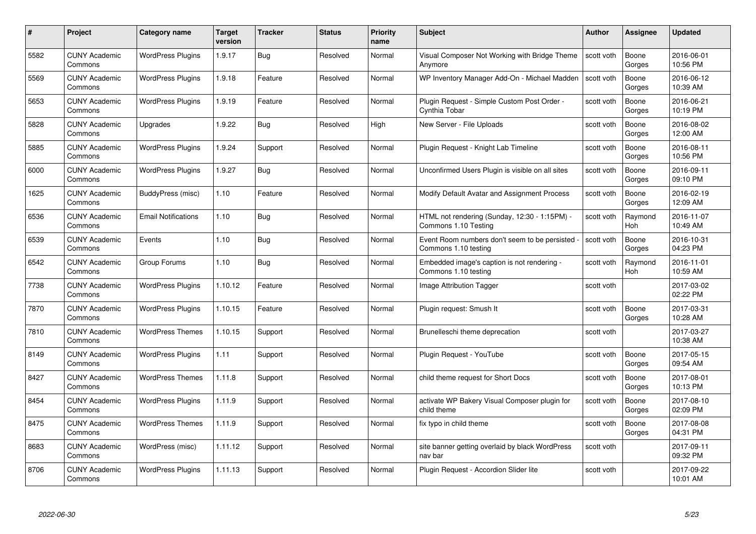| # | Project | Category name | Target version | Tracker | Status | Priority name | Subject | Author | Assignee | Updated |
|---|---|---|---|---|---|---|---|---|---|---|
| 5582 | CUNY Academic Commons | WordPress Plugins | 1.9.17 | Bug | Resolved | Normal | Visual Composer Not Working with Bridge Theme Anymore | scott voth | Boone Gorges | 2016-06-01 10:56 PM |
| 5569 | CUNY Academic Commons | WordPress Plugins | 1.9.18 | Feature | Resolved | Normal | WP Inventory Manager Add-On - Michael Madden | scott voth | Boone Gorges | 2016-06-12 10:39 AM |
| 5653 | CUNY Academic Commons | WordPress Plugins | 1.9.19 | Feature | Resolved | Normal | Plugin Request - Simple Custom Post Order - Cynthia Tobar | scott voth | Boone Gorges | 2016-06-21 10:19 PM |
| 5828 | CUNY Academic Commons | Upgrades | 1.9.22 | Bug | Resolved | High | New Server - File Uploads | scott voth | Boone Gorges | 2016-08-02 12:00 AM |
| 5885 | CUNY Academic Commons | WordPress Plugins | 1.9.24 | Support | Resolved | Normal | Plugin Request - Knight Lab Timeline | scott voth | Boone Gorges | 2016-08-11 10:56 PM |
| 6000 | CUNY Academic Commons | WordPress Plugins | 1.9.27 | Bug | Resolved | Normal | Unconfirmed Users Plugin is visible on all sites | scott voth | Boone Gorges | 2016-09-11 09:10 PM |
| 1625 | CUNY Academic Commons | BuddyPress (misc) | 1.10 | Feature | Resolved | Normal | Modify Default Avatar and Assignment Process | scott voth | Boone Gorges | 2016-02-19 12:09 AM |
| 6536 | CUNY Academic Commons | Email Notifications | 1.10 | Bug | Resolved | Normal | HTML not rendering (Sunday, 12:30 - 1:15PM) - Commons 1.10 Testing | scott voth | Raymond Hoh | 2016-11-07 10:49 AM |
| 6539 | CUNY Academic Commons | Events | 1.10 | Bug | Resolved | Normal | Event Room numbers don't seem to be persisted - Commons 1.10 testing | scott voth | Boone Gorges | 2016-10-31 04:23 PM |
| 6542 | CUNY Academic Commons | Group Forums | 1.10 | Bug | Resolved | Normal | Embedded image's caption is not rendering - Commons 1.10 testing | scott voth | Raymond Hoh | 2016-11-01 10:59 AM |
| 7738 | CUNY Academic Commons | WordPress Plugins | 1.10.12 | Feature | Resolved | Normal | Image Attribution Tagger | scott voth | | 2017-03-02 02:22 PM |
| 7870 | CUNY Academic Commons | WordPress Plugins | 1.10.15 | Feature | Resolved | Normal | Plugin request: Smush It | scott voth | Boone Gorges | 2017-03-31 10:28 AM |
| 7810 | CUNY Academic Commons | WordPress Themes | 1.10.15 | Support | Resolved | Normal | Brunelleschi theme deprecation | scott voth | | 2017-03-27 10:38 AM |
| 8149 | CUNY Academic Commons | WordPress Plugins | 1.11 | Support | Resolved | Normal | Plugin Request - YouTube | scott voth | Boone Gorges | 2017-05-15 09:54 AM |
| 8427 | CUNY Academic Commons | WordPress Themes | 1.11.8 | Support | Resolved | Normal | child theme request for Short Docs | scott voth | Boone Gorges | 2017-08-01 10:13 PM |
| 8454 | CUNY Academic Commons | WordPress Plugins | 1.11.9 | Support | Resolved | Normal | activate WP Bakery Visual Composer plugin for child theme | scott voth | Boone Gorges | 2017-08-10 02:09 PM |
| 8475 | CUNY Academic Commons | WordPress Themes | 1.11.9 | Support | Resolved | Normal | fix typo in child theme | scott voth | Boone Gorges | 2017-08-08 04:31 PM |
| 8683 | CUNY Academic Commons | WordPress (misc) | 1.11.12 | Support | Resolved | Normal | site banner getting overlaid by black WordPress nav bar | scott voth | | 2017-09-11 09:32 PM |
| 8706 | CUNY Academic Commons | WordPress Plugins | 1.11.13 | Support | Resolved | Normal | Plugin Request - Accordion Slider lite | scott voth | | 2017-09-22 10:01 AM |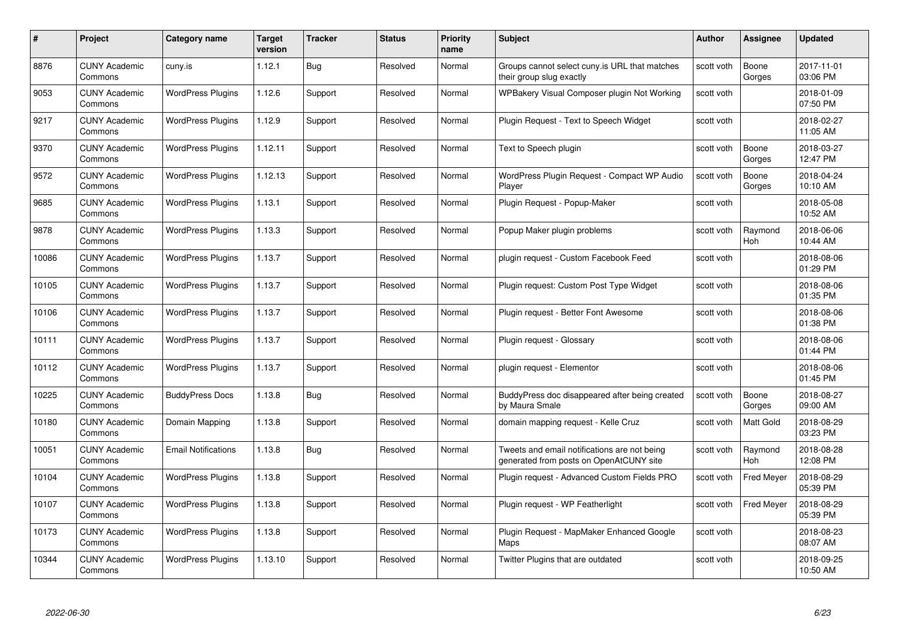| # | Project | Category name | Target version | Tracker | Status | Priority name | Subject | Author | Assignee | Updated |
|---|---|---|---|---|---|---|---|---|---|---|
| 8876 | CUNY Academic Commons | cuny.is | 1.12.1 | Bug | Resolved | Normal | Groups cannot select cuny.is URL that matches their group slug exactly | scott voth | Boone Gorges | 2017-11-01 03:06 PM |
| 9053 | CUNY Academic Commons | WordPress Plugins | 1.12.6 | Support | Resolved | Normal | WPBakery Visual Composer plugin Not Working | scott voth | | 2018-01-09 07:50 PM |
| 9217 | CUNY Academic Commons | WordPress Plugins | 1.12.9 | Support | Resolved | Normal | Plugin Request - Text to Speech Widget | scott voth | | 2018-02-27 11:05 AM |
| 9370 | CUNY Academic Commons | WordPress Plugins | 1.12.11 | Support | Resolved | Normal | Text to Speech plugin | scott voth | Boone Gorges | 2018-03-27 12:47 PM |
| 9572 | CUNY Academic Commons | WordPress Plugins | 1.12.13 | Support | Resolved | Normal | WordPress Plugin Request - Compact WP Audio Player | scott voth | Boone Gorges | 2018-04-24 10:10 AM |
| 9685 | CUNY Academic Commons | WordPress Plugins | 1.13.1 | Support | Resolved | Normal | Plugin Request - Popup-Maker | scott voth | | 2018-05-08 10:52 AM |
| 9878 | CUNY Academic Commons | WordPress Plugins | 1.13.3 | Support | Resolved | Normal | Popup Maker plugin problems | scott voth | Raymond Hoh | 2018-06-06 10:44 AM |
| 10086 | CUNY Academic Commons | WordPress Plugins | 1.13.7 | Support | Resolved | Normal | plugin request - Custom Facebook Feed | scott voth | | 2018-08-06 01:29 PM |
| 10105 | CUNY Academic Commons | WordPress Plugins | 1.13.7 | Support | Resolved | Normal | Plugin request: Custom Post Type Widget | scott voth | | 2018-08-06 01:35 PM |
| 10106 | CUNY Academic Commons | WordPress Plugins | 1.13.7 | Support | Resolved | Normal | Plugin request - Better Font Awesome | scott voth | | 2018-08-06 01:38 PM |
| 10111 | CUNY Academic Commons | WordPress Plugins | 1.13.7 | Support | Resolved | Normal | Plugin request - Glossary | scott voth | | 2018-08-06 01:44 PM |
| 10112 | CUNY Academic Commons | WordPress Plugins | 1.13.7 | Support | Resolved | Normal | plugin request - Elementor | scott voth | | 2018-08-06 01:45 PM |
| 10225 | CUNY Academic Commons | BuddyPress Docs | 1.13.8 | Bug | Resolved | Normal | BuddyPress doc disappeared after being created by Maura Smale | scott voth | Boone Gorges | 2018-08-27 09:00 AM |
| 10180 | CUNY Academic Commons | Domain Mapping | 1.13.8 | Support | Resolved | Normal | domain mapping request - Kelle Cruz | scott voth | Matt Gold | 2018-08-29 03:23 PM |
| 10051 | CUNY Academic Commons | Email Notifications | 1.13.8 | Bug | Resolved | Normal | Tweets and email notifications are not being generated from posts on OpenAtCUNY site | scott voth | Raymond Hoh | 2018-08-28 12:08 PM |
| 10104 | CUNY Academic Commons | WordPress Plugins | 1.13.8 | Support | Resolved | Normal | Plugin request - Advanced Custom Fields PRO | scott voth | Fred Meyer | 2018-08-29 05:39 PM |
| 10107 | CUNY Academic Commons | WordPress Plugins | 1.13.8 | Support | Resolved | Normal | Plugin request - WP Featherlight | scott voth | Fred Meyer | 2018-08-29 05:39 PM |
| 10173 | CUNY Academic Commons | WordPress Plugins | 1.13.8 | Support | Resolved | Normal | Plugin Request - MapMaker Enhanced Google Maps | scott voth | | 2018-08-23 08:07 AM |
| 10344 | CUNY Academic Commons | WordPress Plugins | 1.13.10 | Support | Resolved | Normal | Twitter Plugins that are outdated | scott voth | | 2018-09-25 10:50 AM |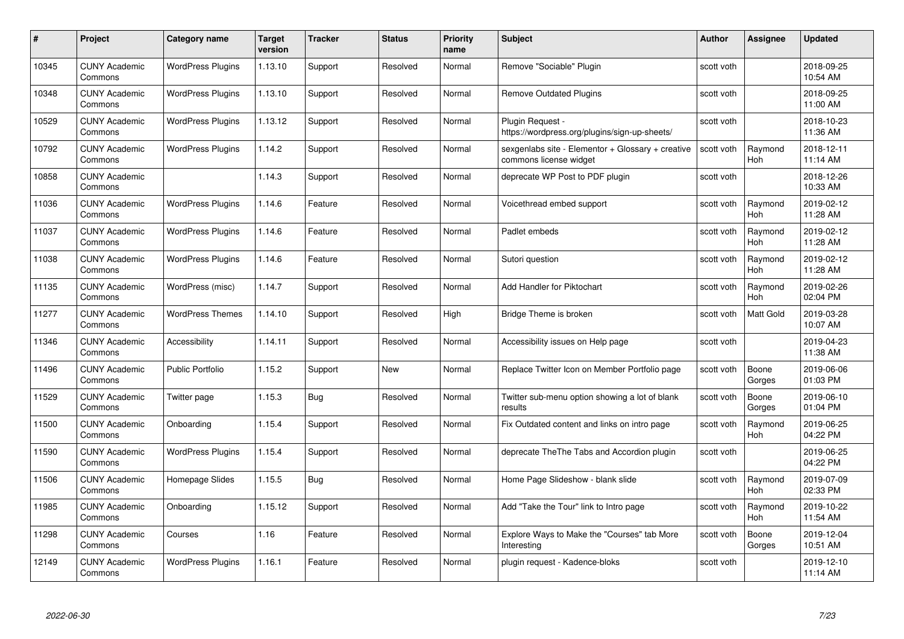| # | Project | Category name | Target version | Tracker | Status | Priority name | Subject | Author | Assignee | Updated |
|---|---|---|---|---|---|---|---|---|---|---|
| 10345 | CUNY Academic Commons | WordPress Plugins | 1.13.10 | Support | Resolved | Normal | Remove "Sociable" Plugin | scott voth | | 2018-09-25 10:54 AM |
| 10348 | CUNY Academic Commons | WordPress Plugins | 1.13.10 | Support | Resolved | Normal | Remove Outdated Plugins | scott voth | | 2018-09-25 11:00 AM |
| 10529 | CUNY Academic Commons | WordPress Plugins | 1.13.12 | Support | Resolved | Normal | Plugin Request - https://wordpress.org/plugins/sign-up-sheets/ | scott voth | | 2018-10-23 11:36 AM |
| 10792 | CUNY Academic Commons | WordPress Plugins | 1.14.2 | Support | Resolved | Normal | sexgenlabs site - Elementor + Glossary + creative commons license widget | scott voth | Raymond Hoh | 2018-12-11 11:14 AM |
| 10858 | CUNY Academic Commons | | 1.14.3 | Support | Resolved | Normal | deprecate WP Post to PDF plugin | scott voth | | 2018-12-26 10:33 AM |
| 11036 | CUNY Academic Commons | WordPress Plugins | 1.14.6 | Feature | Resolved | Normal | Voicethread embed support | scott voth | Raymond Hoh | 2019-02-12 11:28 AM |
| 11037 | CUNY Academic Commons | WordPress Plugins | 1.14.6 | Feature | Resolved | Normal | Padlet embeds | scott voth | Raymond Hoh | 2019-02-12 11:28 AM |
| 11038 | CUNY Academic Commons | WordPress Plugins | 1.14.6 | Feature | Resolved | Normal | Sutori question | scott voth | Raymond Hoh | 2019-02-12 11:28 AM |
| 11135 | CUNY Academic Commons | WordPress (misc) | 1.14.7 | Support | Resolved | Normal | Add Handler for Piktochart | scott voth | Raymond Hoh | 2019-02-26 02:04 PM |
| 11277 | CUNY Academic Commons | WordPress Themes | 1.14.10 | Support | Resolved | High | Bridge Theme is broken | scott voth | Matt Gold | 2019-03-28 10:07 AM |
| 11346 | CUNY Academic Commons | Accessibility | 1.14.11 | Support | Resolved | Normal | Accessibility issues on Help page | scott voth | | 2019-04-23 11:38 AM |
| 11496 | CUNY Academic Commons | Public Portfolio | 1.15.2 | Support | New | Normal | Replace Twitter Icon on Member Portfolio page | scott voth | Boone Gorges | 2019-06-06 01:03 PM |
| 11529 | CUNY Academic Commons | Twitter page | 1.15.3 | Bug | Resolved | Normal | Twitter sub-menu option showing a lot of blank results | scott voth | Boone Gorges | 2019-06-10 01:04 PM |
| 11500 | CUNY Academic Commons | Onboarding | 1.15.4 | Support | Resolved | Normal | Fix Outdated content and links on intro page | scott voth | Raymond Hoh | 2019-06-25 04:22 PM |
| 11590 | CUNY Academic Commons | WordPress Plugins | 1.15.4 | Support | Resolved | Normal | deprecate TheThe Tabs and Accordion plugin | scott voth | | 2019-06-25 04:22 PM |
| 11506 | CUNY Academic Commons | Homepage Slides | 1.15.5 | Bug | Resolved | Normal | Home Page Slideshow - blank slide | scott voth | Raymond Hoh | 2019-07-09 02:33 PM |
| 11985 | CUNY Academic Commons | Onboarding | 1.15.12 | Support | Resolved | Normal | Add "Take the Tour" link to Intro page | scott voth | Raymond Hoh | 2019-10-22 11:54 AM |
| 11298 | CUNY Academic Commons | Courses | 1.16 | Feature | Resolved | Normal | Explore Ways to Make the "Courses" tab More Interesting | scott voth | Boone Gorges | 2019-12-04 10:51 AM |
| 12149 | CUNY Academic Commons | WordPress Plugins | 1.16.1 | Feature | Resolved | Normal | plugin request - Kadence-bloks | scott voth | | 2019-12-10 11:14 AM |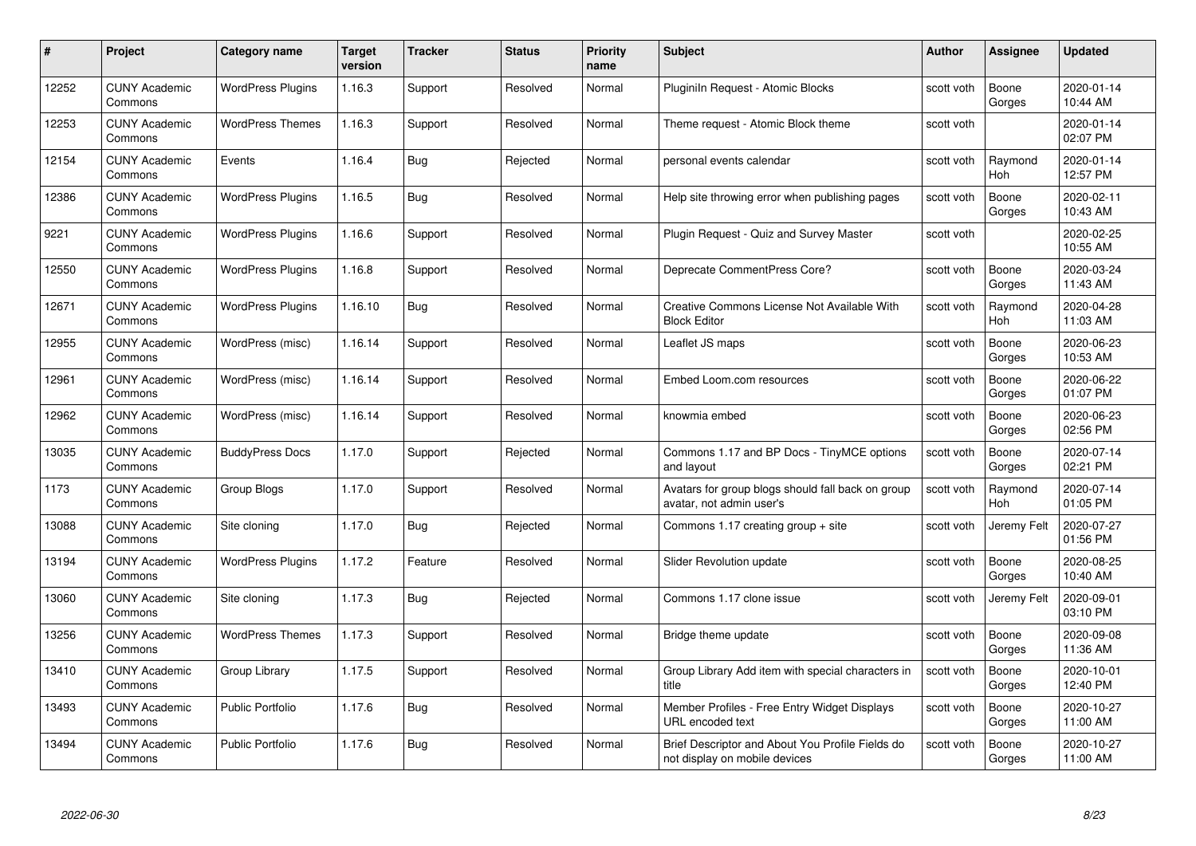| # | Project | Category name | Target version | Tracker | Status | Priority name | Subject | Author | Assignee | Updated |
|---|---|---|---|---|---|---|---|---|---|---|
| 12252 | CUNY Academic Commons | WordPress Plugins | 1.16.3 | Support | Resolved | Normal | Pluginln Request - Atomic Blocks | scott voth | Boone Gorges | 2020-01-14 10:44 AM |
| 12253 | CUNY Academic Commons | WordPress Themes | 1.16.3 | Support | Resolved | Normal | Theme request - Atomic Block theme | scott voth |  | 2020-01-14 02:07 PM |
| 12154 | CUNY Academic Commons | Events | 1.16.4 | Bug | Rejected | Normal | personal events calendar | scott voth | Raymond Hoh | 2020-01-14 12:57 PM |
| 12386 | CUNY Academic Commons | WordPress Plugins | 1.16.5 | Bug | Resolved | Normal | Help site throwing error when publishing pages | scott voth | Boone Gorges | 2020-02-11 10:43 AM |
| 9221 | CUNY Academic Commons | WordPress Plugins | 1.16.6 | Support | Resolved | Normal | Plugin Request - Quiz and Survey Master | scott voth |  | 2020-02-25 10:55 AM |
| 12550 | CUNY Academic Commons | WordPress Plugins | 1.16.8 | Support | Resolved | Normal | Deprecate CommentPress Core? | scott voth | Boone Gorges | 2020-03-24 11:43 AM |
| 12671 | CUNY Academic Commons | WordPress Plugins | 1.16.10 | Bug | Resolved | Normal | Creative Commons License Not Available With Block Editor | scott voth | Raymond Hoh | 2020-04-28 11:03 AM |
| 12955 | CUNY Academic Commons | WordPress (misc) | 1.16.14 | Support | Resolved | Normal | Leaflet JS maps | scott voth | Boone Gorges | 2020-06-23 10:53 AM |
| 12961 | CUNY Academic Commons | WordPress (misc) | 1.16.14 | Support | Resolved | Normal | Embed Loom.com resources | scott voth | Boone Gorges | 2020-06-22 01:07 PM |
| 12962 | CUNY Academic Commons | WordPress (misc) | 1.16.14 | Support | Resolved | Normal | knowmia embed | scott voth | Boone Gorges | 2020-06-23 02:56 PM |
| 13035 | CUNY Academic Commons | BuddyPress Docs | 1.17.0 | Support | Rejected | Normal | Commons 1.17 and BP Docs - TinyMCE options and layout | scott voth | Boone Gorges | 2020-07-14 02:21 PM |
| 1173 | CUNY Academic Commons | Group Blogs | 1.17.0 | Support | Resolved | Normal | Avatars for group blogs should fall back on group avatar, not admin user's | scott voth | Raymond Hoh | 2020-07-14 01:05 PM |
| 13088 | CUNY Academic Commons | Site cloning | 1.17.0 | Bug | Rejected | Normal | Commons 1.17 creating group + site | scott voth | Jeremy Felt | 2020-07-27 01:56 PM |
| 13194 | CUNY Academic Commons | WordPress Plugins | 1.17.2 | Feature | Resolved | Normal | Slider Revolution update | scott voth | Boone Gorges | 2020-08-25 10:40 AM |
| 13060 | CUNY Academic Commons | Site cloning | 1.17.3 | Bug | Rejected | Normal | Commons 1.17 clone issue | scott voth | Jeremy Felt | 2020-09-01 03:10 PM |
| 13256 | CUNY Academic Commons | WordPress Themes | 1.17.3 | Support | Resolved | Normal | Bridge theme update | scott voth | Boone Gorges | 2020-09-08 11:36 AM |
| 13410 | CUNY Academic Commons | Group Library | 1.17.5 | Support | Resolved | Normal | Group Library Add item with special characters in title | scott voth | Boone Gorges | 2020-10-01 12:40 PM |
| 13493 | CUNY Academic Commons | Public Portfolio | 1.17.6 | Bug | Resolved | Normal | Member Profiles - Free Entry Widget Displays URL encoded text | scott voth | Boone Gorges | 2020-10-27 11:00 AM |
| 13494 | CUNY Academic Commons | Public Portfolio | 1.17.6 | Bug | Resolved | Normal | Brief Descriptor and About You Profile Fields do not display on mobile devices | scott voth | Boone Gorges | 2020-10-27 11:00 AM |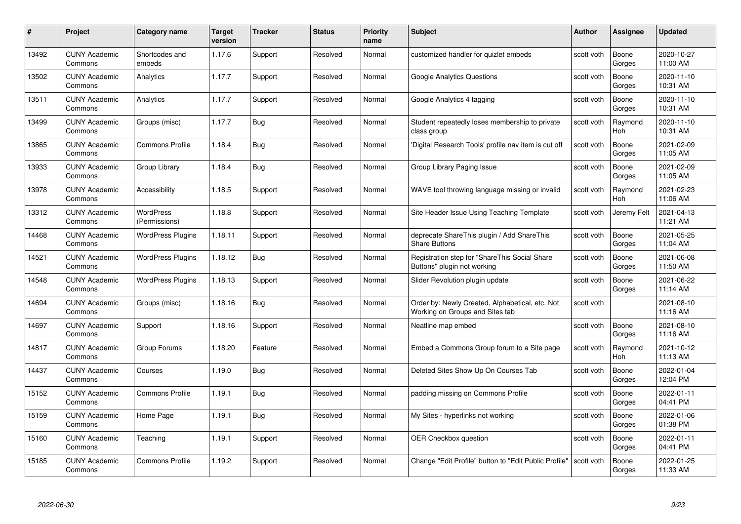| # | Project | Category name | Target version | Tracker | Status | Priority name | Subject | Author | Assignee | Updated |
|---|---|---|---|---|---|---|---|---|---|---|
| 13492 | CUNY Academic Commons | Shortcodes and embeds | 1.17.6 | Support | Resolved | Normal | customized handler for quizlet embeds | scott voth | Boone Gorges | 2020-10-27 11:00 AM |
| 13502 | CUNY Academic Commons | Analytics | 1.17.7 | Support | Resolved | Normal | Google Analytics Questions | scott voth | Boone Gorges | 2020-11-10 10:31 AM |
| 13511 | CUNY Academic Commons | Analytics | 1.17.7 | Support | Resolved | Normal | Google Analytics 4 tagging | scott voth | Boone Gorges | 2020-11-10 10:31 AM |
| 13499 | CUNY Academic Commons | Groups (misc) | 1.17.7 | Bug | Resolved | Normal | Student repeatedly loses membership to private class group | scott voth | Raymond Hoh | 2020-11-10 10:31 AM |
| 13865 | CUNY Academic Commons | Commons Profile | 1.18.4 | Bug | Resolved | Normal | 'Digital Research Tools' profile nav item is cut off | scott voth | Boone Gorges | 2021-02-09 11:05 AM |
| 13933 | CUNY Academic Commons | Group Library | 1.18.4 | Bug | Resolved | Normal | Group Library Paging Issue | scott voth | Boone Gorges | 2021-02-09 11:05 AM |
| 13978 | CUNY Academic Commons | Accessibility | 1.18.5 | Support | Resolved | Normal | WAVE tool throwing language missing or invalid | scott voth | Raymond Hoh | 2021-02-23 11:06 AM |
| 13312 | CUNY Academic Commons | WordPress (Permissions) | 1.18.8 | Support | Resolved | Normal | Site Header Issue Using Teaching Template | scott voth | Jeremy Felt | 2021-04-13 11:21 AM |
| 14468 | CUNY Academic Commons | WordPress Plugins | 1.18.11 | Support | Resolved | Normal | deprecate ShareThis plugin / Add ShareThis Share Buttons | scott voth | Boone Gorges | 2021-05-25 11:04 AM |
| 14521 | CUNY Academic Commons | WordPress Plugins | 1.18.12 | Bug | Resolved | Normal | Registration step for "ShareThis Social Share Buttons" plugin not working | scott voth | Boone Gorges | 2021-06-08 11:50 AM |
| 14548 | CUNY Academic Commons | WordPress Plugins | 1.18.13 | Support | Resolved | Normal | Slider Revolution plugin update | scott voth | Boone Gorges | 2021-06-22 11:14 AM |
| 14694 | CUNY Academic Commons | Groups (misc) | 1.18.16 | Bug | Resolved | Normal | Order by: Newly Created, Alphabetical, etc. Not Working on Groups and Sites tab | scott voth | | 2021-08-10 11:16 AM |
| 14697 | CUNY Academic Commons | Support | 1.18.16 | Support | Resolved | Normal | Neatline map embed | scott voth | Boone Gorges | 2021-08-10 11:16 AM |
| 14817 | CUNY Academic Commons | Group Forums | 1.18.20 | Feature | Resolved | Normal | Embed a Commons Group forum to a Site page | scott voth | Raymond Hoh | 2021-10-12 11:13 AM |
| 14437 | CUNY Academic Commons | Courses | 1.19.0 | Bug | Resolved | Normal | Deleted Sites Show Up On Courses Tab | scott voth | Boone Gorges | 2022-01-04 12:04 PM |
| 15152 | CUNY Academic Commons | Commons Profile | 1.19.1 | Bug | Resolved | Normal | padding missing on Commons Profile | scott voth | Boone Gorges | 2022-01-11 04:41 PM |
| 15159 | CUNY Academic Commons | Home Page | 1.19.1 | Bug | Resolved | Normal | My Sites - hyperlinks not working | scott voth | Boone Gorges | 2022-01-06 01:38 PM |
| 15160 | CUNY Academic Commons | Teaching | 1.19.1 | Support | Resolved | Normal | OER Checkbox question | scott voth | Boone Gorges | 2022-01-11 04:41 PM |
| 15185 | CUNY Academic Commons | Commons Profile | 1.19.2 | Support | Resolved | Normal | Change "Edit Profile" button to "Edit Public Profile" | scott voth | Boone Gorges | 2022-01-25 11:33 AM |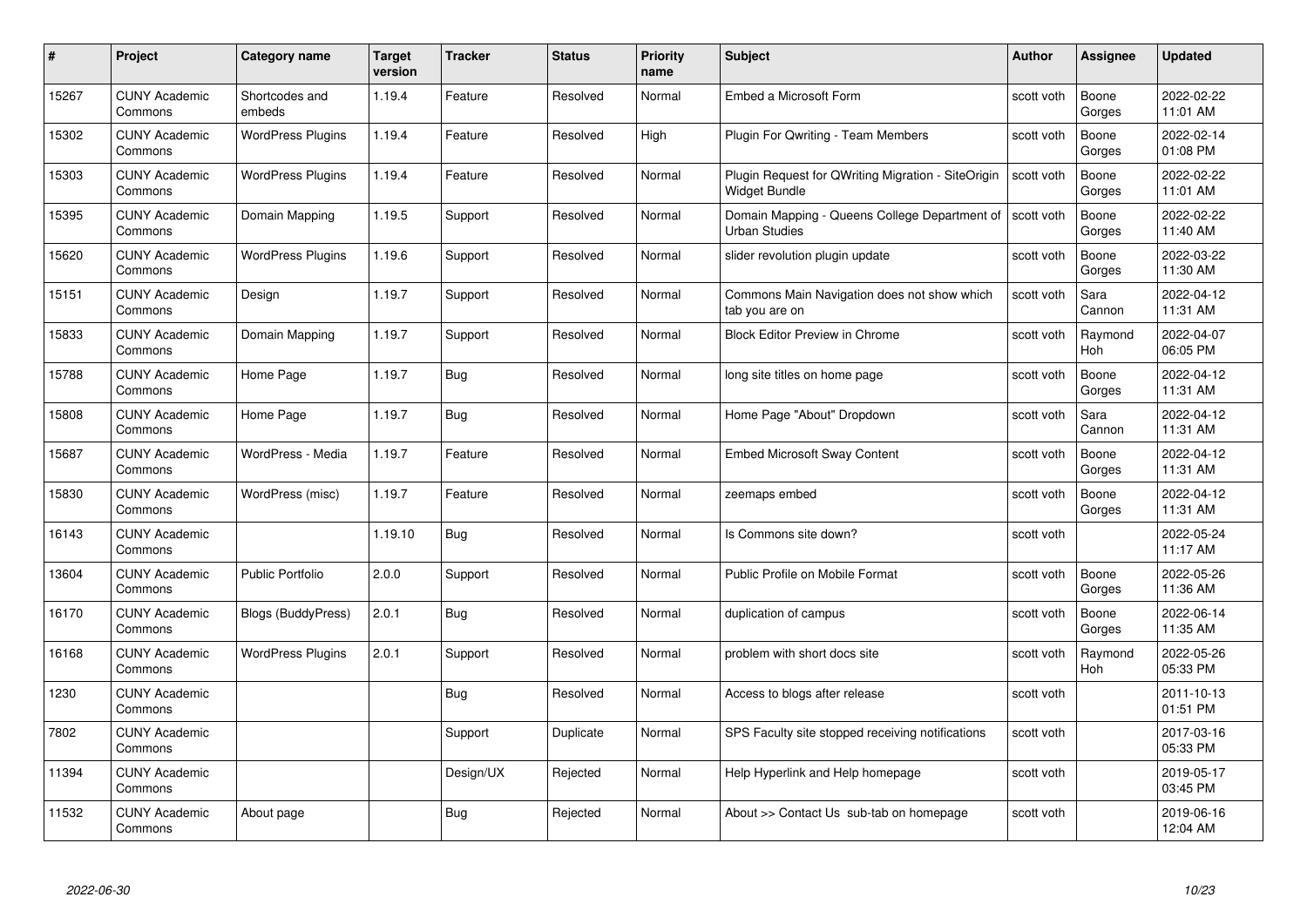| # | Project | Category name | Target version | Tracker | Status | Priority name | Subject | Author | Assignee | Updated |
|---|---|---|---|---|---|---|---|---|---|---|
| 15267 | CUNY Academic Commons | Shortcodes and embeds | 1.19.4 | Feature | Resolved | Normal | Embed a Microsoft Form | scott voth | Boone Gorges | 2022-02-22 11:01 AM |
| 15302 | CUNY Academic Commons | WordPress Plugins | 1.19.4 | Feature | Resolved | High | Plugin For Qwriting - Team Members | scott voth | Boone Gorges | 2022-02-14 01:08 PM |
| 15303 | CUNY Academic Commons | WordPress Plugins | 1.19.4 | Feature | Resolved | Normal | Plugin Request for QWriting Migration - SiteOrigin Widget Bundle | scott voth | Boone Gorges | 2022-02-22 11:01 AM |
| 15395 | CUNY Academic Commons | Domain Mapping | 1.19.5 | Support | Resolved | Normal | Domain Mapping - Queens College Department of Urban Studies | scott voth | Boone Gorges | 2022-02-22 11:40 AM |
| 15620 | CUNY Academic Commons | WordPress Plugins | 1.19.6 | Support | Resolved | Normal | slider revolution plugin update | scott voth | Boone Gorges | 2022-03-22 11:30 AM |
| 15151 | CUNY Academic Commons | Design | 1.19.7 | Support | Resolved | Normal | Commons Main Navigation does not show which tab you are on | scott voth | Sara Cannon | 2022-04-12 11:31 AM |
| 15833 | CUNY Academic Commons | Domain Mapping | 1.19.7 | Support | Resolved | Normal | Block Editor Preview in Chrome | scott voth | Raymond Hoh | 2022-04-07 06:05 PM |
| 15788 | CUNY Academic Commons | Home Page | 1.19.7 | Bug | Resolved | Normal | long site titles on home page | scott voth | Boone Gorges | 2022-04-12 11:31 AM |
| 15808 | CUNY Academic Commons | Home Page | 1.19.7 | Bug | Resolved | Normal | Home Page "About" Dropdown | scott voth | Sara Cannon | 2022-04-12 11:31 AM |
| 15687 | CUNY Academic Commons | WordPress - Media | 1.19.7 | Feature | Resolved | Normal | Embed Microsoft Sway Content | scott voth | Boone Gorges | 2022-04-12 11:31 AM |
| 15830 | CUNY Academic Commons | WordPress (misc) | 1.19.7 | Feature | Resolved | Normal | zeemaps embed | scott voth | Boone Gorges | 2022-04-12 11:31 AM |
| 16143 | CUNY Academic Commons | | 1.19.10 | Bug | Resolved | Normal | Is Commons site down? | scott voth | | 2022-05-24 11:17 AM |
| 13604 | CUNY Academic Commons | Public Portfolio | 2.0.0 | Support | Resolved | Normal | Public Profile on Mobile Format | scott voth | Boone Gorges | 2022-05-26 11:36 AM |
| 16170 | CUNY Academic Commons | Blogs (BuddyPress) | 2.0.1 | Bug | Resolved | Normal | duplication of campus | scott voth | Boone Gorges | 2022-06-14 11:35 AM |
| 16168 | CUNY Academic Commons | WordPress Plugins | 2.0.1 | Support | Resolved | Normal | problem with short docs site | scott voth | Raymond Hoh | 2022-05-26 05:33 PM |
| 1230 | CUNY Academic Commons | | | Bug | Resolved | Normal | Access to blogs after release | scott voth | | 2011-10-13 01:51 PM |
| 7802 | CUNY Academic Commons | | | Support | Duplicate | Normal | SPS Faculty site stopped receiving notifications | scott voth | | 2017-03-16 05:33 PM |
| 11394 | CUNY Academic Commons | | | Design/UX | Rejected | Normal | Help Hyperlink and Help homepage | scott voth | | 2019-05-17 03:45 PM |
| 11532 | CUNY Academic Commons | About page | | Bug | Rejected | Normal | About >> Contact Us sub-tab on homepage | scott voth | | 2019-06-16 12:04 AM |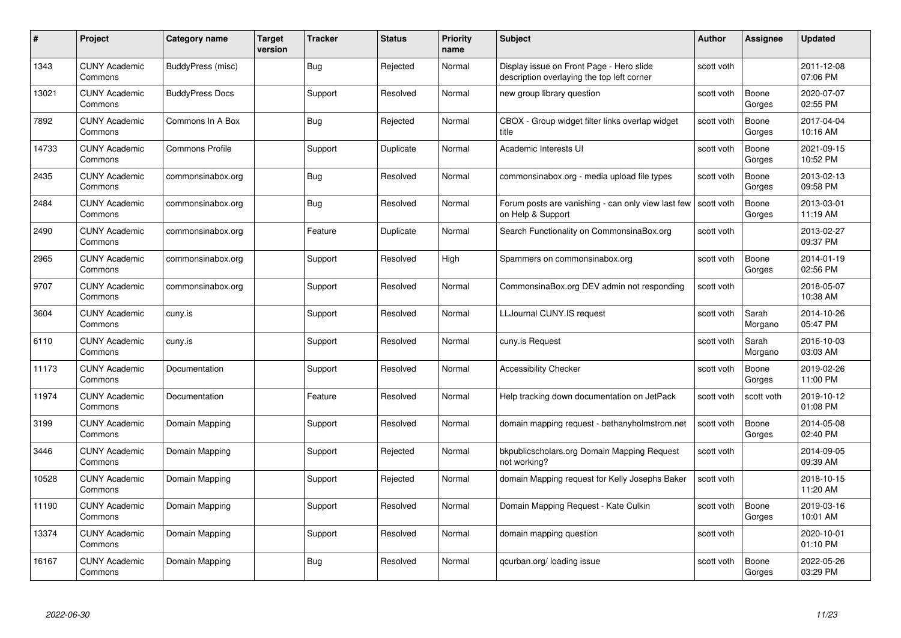| # | Project | Category name | Target version | Tracker | Status | Priority name | Subject | Author | Assignee | Updated |
|---|---|---|---|---|---|---|---|---|---|---|
| 1343 | CUNY Academic Commons | BuddyPress (misc) | | Bug | Rejected | Normal | Display issue on Front Page - Hero slide description overlaying the top left corner | scott voth | | 2011-12-08 07:06 PM |
| 13021 | CUNY Academic Commons | BuddyPress Docs | | Support | Resolved | Normal | new group library question | scott voth | Boone Gorges | 2020-07-07 02:55 PM |
| 7892 | CUNY Academic Commons | Commons In A Box | | Bug | Rejected | Normal | CBOX - Group widget filter links overlap widget title | scott voth | Boone Gorges | 2017-04-04 10:16 AM |
| 14733 | CUNY Academic Commons | Commons Profile | | Support | Duplicate | Normal | Academic Interests UI | scott voth | Boone Gorges | 2021-09-15 10:52 PM |
| 2435 | CUNY Academic Commons | commonsinabox.org | | Bug | Resolved | Normal | commonsinabox.org - media upload file types | scott voth | Boone Gorges | 2013-02-13 09:58 PM |
| 2484 | CUNY Academic Commons | commonsinabox.org | | Bug | Resolved | Normal | Forum posts are vanishing - can only view last few on Help & Support | scott voth | Boone Gorges | 2013-03-01 11:19 AM |
| 2490 | CUNY Academic Commons | commonsinabox.org | | Feature | Duplicate | Normal | Search Functionality on CommonsinaBox.org | scott voth | | 2013-02-27 09:37 PM |
| 2965 | CUNY Academic Commons | commonsinabox.org | | Support | Resolved | High | Spammers on commonsinabox.org | scott voth | Boone Gorges | 2014-01-19 02:56 PM |
| 9707 | CUNY Academic Commons | commonsinabox.org | | Support | Resolved | Normal | CommonsinaBox.org DEV admin not responding | scott voth | | 2018-05-07 10:38 AM |
| 3604 | CUNY Academic Commons | cuny.is | | Support | Resolved | Normal | LLJournal CUNY.IS request | scott voth | Sarah Morgano | 2014-10-26 05:47 PM |
| 6110 | CUNY Academic Commons | cuny.is | | Support | Resolved | Normal | cuny.is Request | scott voth | Sarah Morgano | 2016-10-03 03:03 AM |
| 11173 | CUNY Academic Commons | Documentation | | Support | Resolved | Normal | Accessibility Checker | scott voth | Boone Gorges | 2019-02-26 11:00 PM |
| 11974 | CUNY Academic Commons | Documentation | | Feature | Resolved | Normal | Help tracking down documentation on JetPack | scott voth | scott voth | 2019-10-12 01:08 PM |
| 3199 | CUNY Academic Commons | Domain Mapping | | Support | Resolved | Normal | domain mapping request - bethanyholmstrom.net | scott voth | Boone Gorges | 2014-05-08 02:40 PM |
| 3446 | CUNY Academic Commons | Domain Mapping | | Support | Rejected | Normal | bkpublicscholars.org Domain Mapping Request not working? | scott voth | | 2014-09-05 09:39 AM |
| 10528 | CUNY Academic Commons | Domain Mapping | | Support | Rejected | Normal | domain Mapping request for Kelly Josephs Baker | scott voth | | 2018-10-15 11:20 AM |
| 11190 | CUNY Academic Commons | Domain Mapping | | Support | Resolved | Normal | Domain Mapping Request - Kate Culkin | scott voth | Boone Gorges | 2019-03-16 10:01 AM |
| 13374 | CUNY Academic Commons | Domain Mapping | | Support | Resolved | Normal | domain mapping question | scott voth | | 2020-10-01 01:10 PM |
| 16167 | CUNY Academic Commons | Domain Mapping | | Bug | Resolved | Normal | qcurban.org/ loading issue | scott voth | Boone Gorges | 2022-05-26 03:29 PM |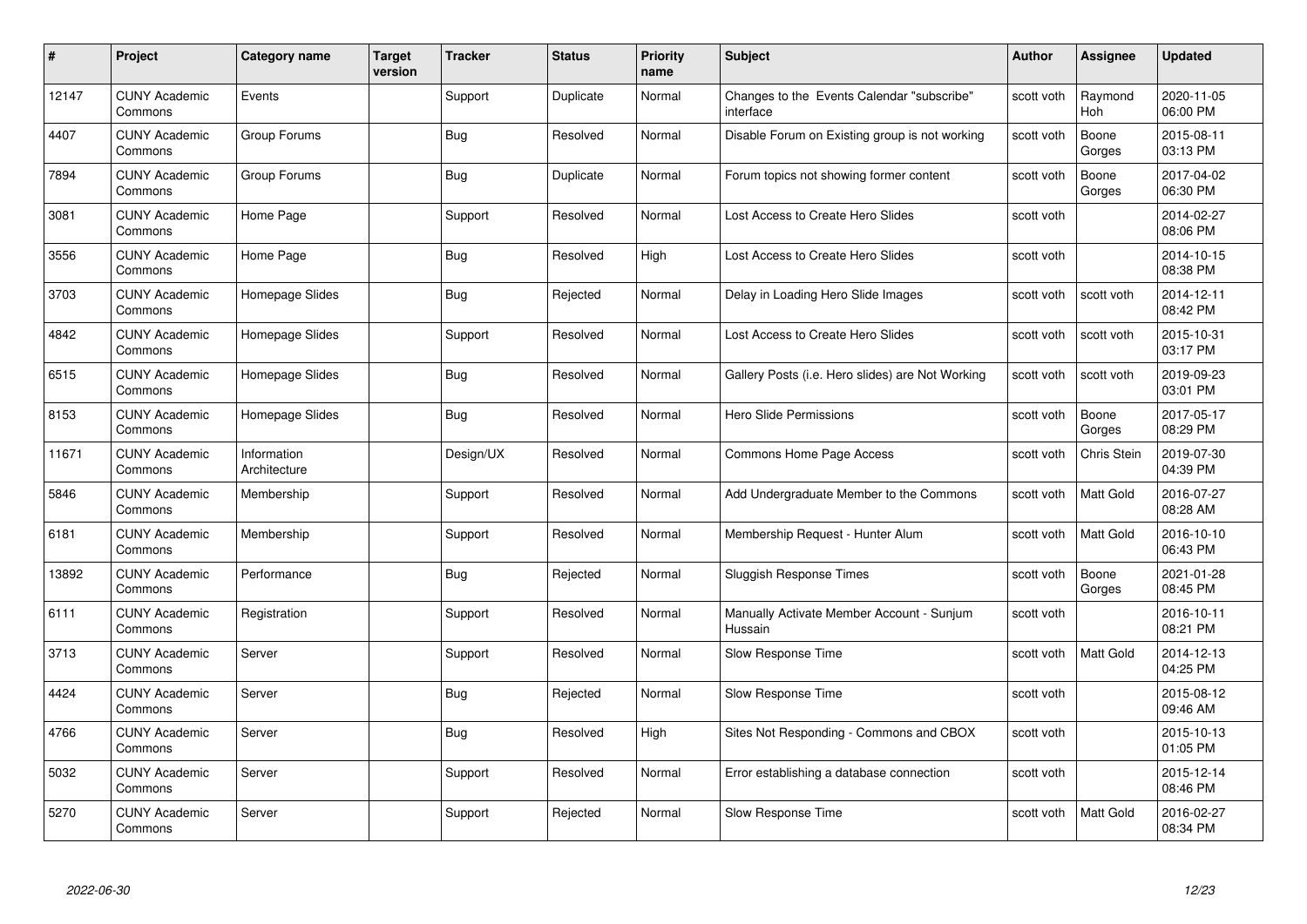| # | Project | Category name | Target version | Tracker | Status | Priority name | Subject | Author | Assignee | Updated |
|---|---|---|---|---|---|---|---|---|---|---|
| 12147 | CUNY Academic Commons | Events | | Support | Duplicate | Normal | Changes to the Events Calendar "subscribe" interface | scott voth | Raymond Hoh | 2020-11-05 06:00 PM |
| 4407 | CUNY Academic Commons | Group Forums | | Bug | Resolved | Normal | Disable Forum on Existing group is not working | scott voth | Boone Gorges | 2015-08-11 03:13 PM |
| 7894 | CUNY Academic Commons | Group Forums | | Bug | Duplicate | Normal | Forum topics not showing former content | scott voth | Boone Gorges | 2017-04-02 06:30 PM |
| 3081 | CUNY Academic Commons | Home Page | | Support | Resolved | Normal | Lost Access to Create Hero Slides | scott voth | | 2014-02-27 08:06 PM |
| 3556 | CUNY Academic Commons | Home Page | | Bug | Resolved | High | Lost Access to Create Hero Slides | scott voth | | 2014-10-15 08:38 PM |
| 3703 | CUNY Academic Commons | Homepage Slides | | Bug | Rejected | Normal | Delay in Loading Hero Slide Images | scott voth | scott voth | 2014-12-11 08:42 PM |
| 4842 | CUNY Academic Commons | Homepage Slides | | Support | Resolved | Normal | Lost Access to Create Hero Slides | scott voth | scott voth | 2015-10-31 03:17 PM |
| 6515 | CUNY Academic Commons | Homepage Slides | | Bug | Resolved | Normal | Gallery Posts (i.e. Hero slides) are Not Working | scott voth | scott voth | 2019-09-23 03:01 PM |
| 8153 | CUNY Academic Commons | Homepage Slides | | Bug | Resolved | Normal | Hero Slide Permissions | scott voth | Boone Gorges | 2017-05-17 08:29 PM |
| 11671 | CUNY Academic Commons | Information Architecture | | Design/UX | Resolved | Normal | Commons Home Page Access | scott voth | Chris Stein | 2019-07-30 04:39 PM |
| 5846 | CUNY Academic Commons | Membership | | Support | Resolved | Normal | Add Undergraduate Member to the Commons | scott voth | Matt Gold | 2016-07-27 08:28 AM |
| 6181 | CUNY Academic Commons | Membership | | Support | Resolved | Normal | Membership Request - Hunter Alum | scott voth | Matt Gold | 2016-10-10 06:43 PM |
| 13892 | CUNY Academic Commons | Performance | | Bug | Rejected | Normal | Sluggish Response Times | scott voth | Boone Gorges | 2021-01-28 08:45 PM |
| 6111 | CUNY Academic Commons | Registration | | Support | Resolved | Normal | Manually Activate Member Account - Sunjum Hussain | scott voth | | 2016-10-11 08:21 PM |
| 3713 | CUNY Academic Commons | Server | | Support | Resolved | Normal | Slow Response Time | scott voth | Matt Gold | 2014-12-13 04:25 PM |
| 4424 | CUNY Academic Commons | Server | | Bug | Rejected | Normal | Slow Response Time | scott voth | | 2015-08-12 09:46 AM |
| 4766 | CUNY Academic Commons | Server | | Bug | Resolved | High | Sites Not Responding - Commons and CBOX | scott voth | | 2015-10-13 01:05 PM |
| 5032 | CUNY Academic Commons | Server | | Support | Resolved | Normal | Error establishing a database connection | scott voth | | 2015-12-14 08:46 PM |
| 5270 | CUNY Academic Commons | Server | | Support | Rejected | Normal | Slow Response Time | scott voth | Matt Gold | 2016-02-27 08:34 PM |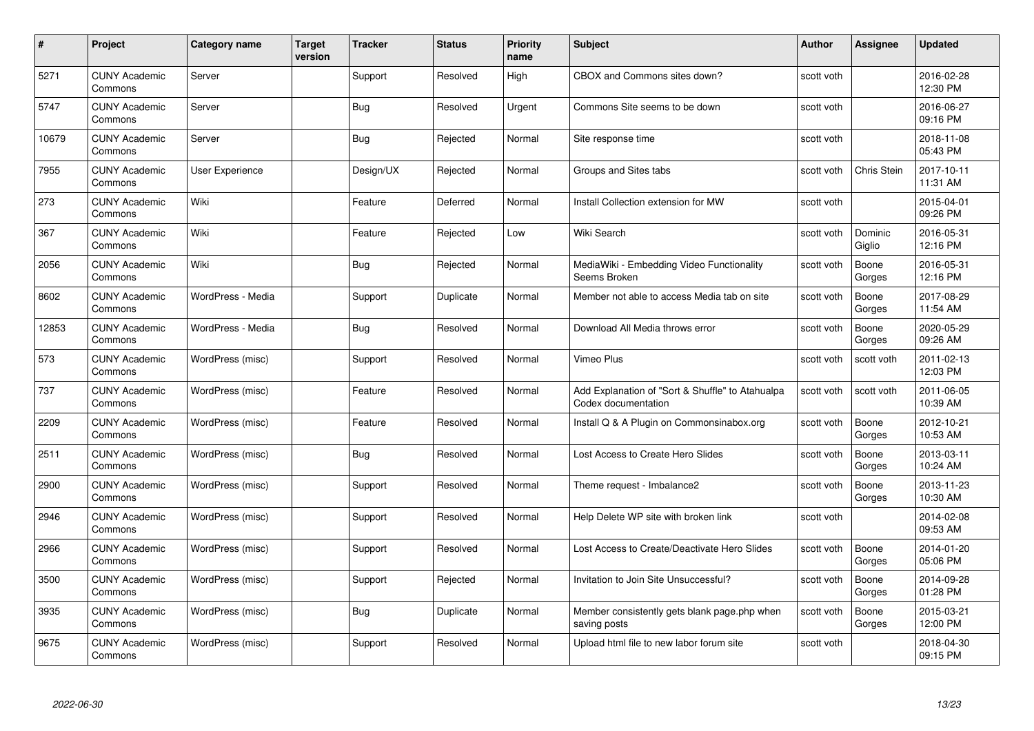| # | Project | Category name | Target version | Tracker | Status | Priority name | Subject | Author | Assignee | Updated |
|---|---|---|---|---|---|---|---|---|---|---|
| 5271 | CUNY Academic Commons | Server | | Support | Resolved | High | CBOX and Commons sites down? | scott voth | | 2016-02-28 12:30 PM |
| 5747 | CUNY Academic Commons | Server | | Bug | Resolved | Urgent | Commons Site seems to be down | scott voth | | 2016-06-27 09:16 PM |
| 10679 | CUNY Academic Commons | Server | | Bug | Rejected | Normal | Site response time | scott voth | | 2018-11-08 05:43 PM |
| 7955 | CUNY Academic Commons | User Experience | | Design/UX | Rejected | Normal | Groups and Sites tabs | scott voth | Chris Stein | 2017-10-11 11:31 AM |
| 273 | CUNY Academic Commons | Wiki | | Feature | Deferred | Normal | Install Collection extension for MW | scott voth | | 2015-04-01 09:26 PM |
| 367 | CUNY Academic Commons | Wiki | | Feature | Rejected | Low | Wiki Search | scott voth | Dominic Giglio | 2016-05-31 12:16 PM |
| 2056 | CUNY Academic Commons | Wiki | | Bug | Rejected | Normal | MediaWiki - Embedding Video Functionality Seems Broken | scott voth | Boone Gorges | 2016-05-31 12:16 PM |
| 8602 | CUNY Academic Commons | WordPress - Media | | Support | Duplicate | Normal | Member not able to access Media tab on site | scott voth | Boone Gorges | 2017-08-29 11:54 AM |
| 12853 | CUNY Academic Commons | WordPress - Media | | Bug | Resolved | Normal | Download All Media throws error | scott voth | Boone Gorges | 2020-05-29 09:26 AM |
| 573 | CUNY Academic Commons | WordPress (misc) | | Support | Resolved | Normal | Vimeo Plus | scott voth | scott voth | 2011-02-13 12:03 PM |
| 737 | CUNY Academic Commons | WordPress (misc) | | Feature | Resolved | Normal | Add Explanation of "Sort & Shuffle" to Atahualpa Codex documentation | scott voth | scott voth | 2011-06-05 10:39 AM |
| 2209 | CUNY Academic Commons | WordPress (misc) | | Feature | Resolved | Normal | Install Q & A Plugin on Commonsinabox.org | scott voth | Boone Gorges | 2012-10-21 10:53 AM |
| 2511 | CUNY Academic Commons | WordPress (misc) | | Bug | Resolved | Normal | Lost Access to Create Hero Slides | scott voth | Boone Gorges | 2013-03-11 10:24 AM |
| 2900 | CUNY Academic Commons | WordPress (misc) | | Support | Resolved | Normal | Theme request - Imbalance2 | scott voth | Boone Gorges | 2013-11-23 10:30 AM |
| 2946 | CUNY Academic Commons | WordPress (misc) | | Support | Resolved | Normal | Help Delete WP site with broken link | scott voth | | 2014-02-08 09:53 AM |
| 2966 | CUNY Academic Commons | WordPress (misc) | | Support | Resolved | Normal | Lost Access to Create/Deactivate Hero Slides | scott voth | Boone Gorges | 2014-01-20 05:06 PM |
| 3500 | CUNY Academic Commons | WordPress (misc) | | Support | Rejected | Normal | Invitation to Join Site Unsuccessful? | scott voth | Boone Gorges | 2014-09-28 01:28 PM |
| 3935 | CUNY Academic Commons | WordPress (misc) | | Bug | Duplicate | Normal | Member consistently gets blank page.php when saving posts | scott voth | Boone Gorges | 2015-03-21 12:00 PM |
| 9675 | CUNY Academic Commons | WordPress (misc) | | Support | Resolved | Normal | Upload html file to new labor forum site | scott voth | | 2018-04-30 09:15 PM |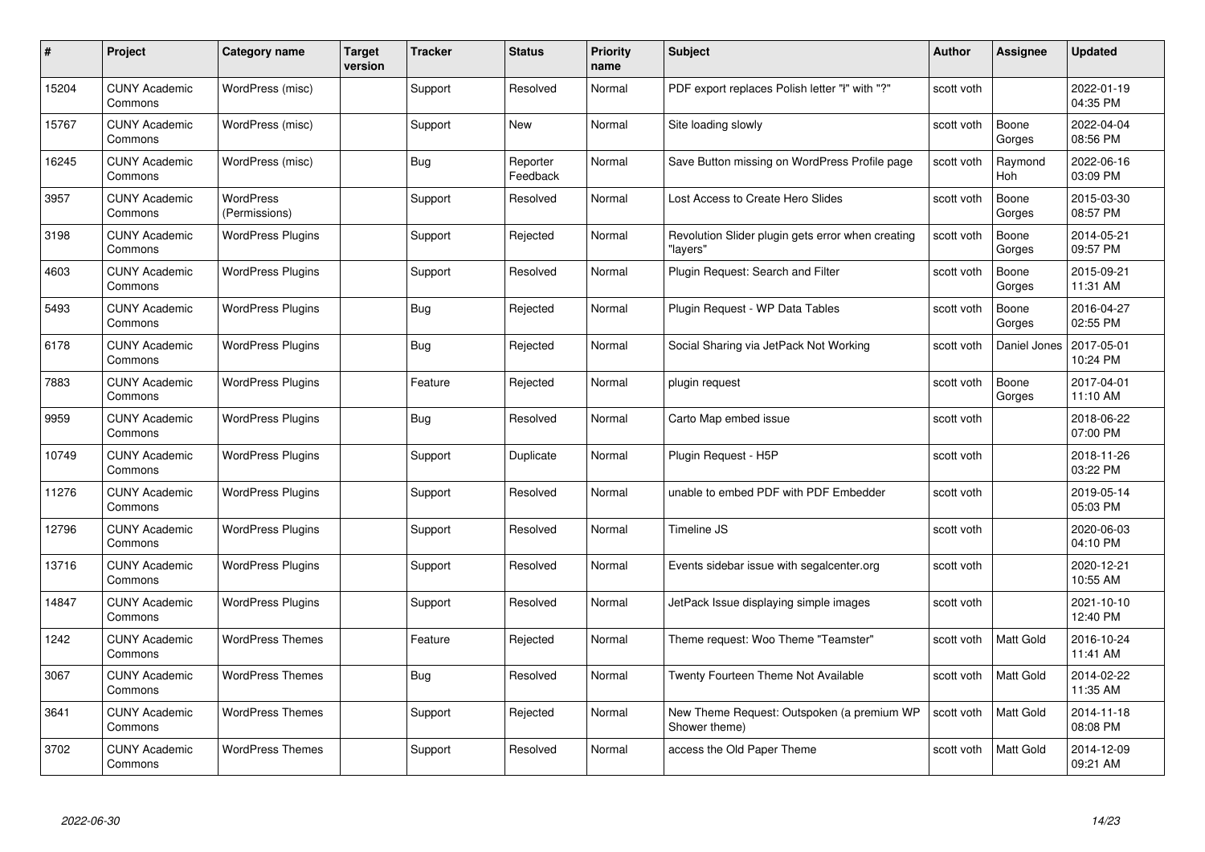| # | Project | Category name | Target version | Tracker | Status | Priority name | Subject | Author | Assignee | Updated |
|---|---|---|---|---|---|---|---|---|---|---|
| 15204 | CUNY Academic Commons | WordPress (misc) | | Support | Resolved | Normal | PDF export replaces Polish letter "ł" with "?" | scott voth | | 2022-01-19 04:35 PM |
| 15767 | CUNY Academic Commons | WordPress (misc) | | Support | New | Normal | Site loading slowly | scott voth | Boone Gorges | 2022-04-04 08:56 PM |
| 16245 | CUNY Academic Commons | WordPress (misc) | | Bug | Reporter Feedback | Normal | Save Button missing on WordPress Profile page | scott voth | Raymond Hoh | 2022-06-16 03:09 PM |
| 3957 | CUNY Academic Commons | WordPress (Permissions) | | Support | Resolved | Normal | Lost Access to Create Hero Slides | scott voth | Boone Gorges | 2015-03-30 08:57 PM |
| 3198 | CUNY Academic Commons | WordPress Plugins | | Support | Rejected | Normal | Revolution Slider plugin gets error when creating "layers" | scott voth | Boone Gorges | 2014-05-21 09:57 PM |
| 4603 | CUNY Academic Commons | WordPress Plugins | | Support | Resolved | Normal | Plugin Request: Search and Filter | scott voth | Boone Gorges | 2015-09-21 11:31 AM |
| 5493 | CUNY Academic Commons | WordPress Plugins | | Bug | Rejected | Normal | Plugin Request - WP Data Tables | scott voth | Boone Gorges | 2016-04-27 02:55 PM |
| 6178 | CUNY Academic Commons | WordPress Plugins | | Bug | Rejected | Normal | Social Sharing via JetPack Not Working | scott voth | Daniel Jones | 2017-05-01 10:24 PM |
| 7883 | CUNY Academic Commons | WordPress Plugins | | Feature | Rejected | Normal | plugin request | scott voth | Boone Gorges | 2017-04-01 11:10 AM |
| 9959 | CUNY Academic Commons | WordPress Plugins | | Bug | Resolved | Normal | Carto Map embed issue | scott voth | | 2018-06-22 07:00 PM |
| 10749 | CUNY Academic Commons | WordPress Plugins | | Support | Duplicate | Normal | Plugin Request - H5P | scott voth | | 2018-11-26 03:22 PM |
| 11276 | CUNY Academic Commons | WordPress Plugins | | Support | Resolved | Normal | unable to embed PDF with PDF Embedder | scott voth | | 2019-05-14 05:03 PM |
| 12796 | CUNY Academic Commons | WordPress Plugins | | Support | Resolved | Normal | Timeline JS | scott voth | | 2020-06-03 04:10 PM |
| 13716 | CUNY Academic Commons | WordPress Plugins | | Support | Resolved | Normal | Events sidebar issue with segalcenter.org | scott voth | | 2020-12-21 10:55 AM |
| 14847 | CUNY Academic Commons | WordPress Plugins | | Support | Resolved | Normal | JetPack Issue displaying simple images | scott voth | | 2021-10-10 12:40 PM |
| 1242 | CUNY Academic Commons | WordPress Themes | | Feature | Rejected | Normal | Theme request: Woo Theme "Teamster" | scott voth | Matt Gold | 2016-10-24 11:41 AM |
| 3067 | CUNY Academic Commons | WordPress Themes | | Bug | Resolved | Normal | Twenty Fourteen Theme Not Available | scott voth | Matt Gold | 2014-02-22 11:35 AM |
| 3641 | CUNY Academic Commons | WordPress Themes | | Support | Rejected | Normal | New Theme Request: Outspoken (a premium WP Shower theme) | scott voth | Matt Gold | 2014-11-18 08:08 PM |
| 3702 | CUNY Academic Commons | WordPress Themes | | Support | Resolved | Normal | access the Old Paper Theme | scott voth | Matt Gold | 2014-12-09 09:21 AM |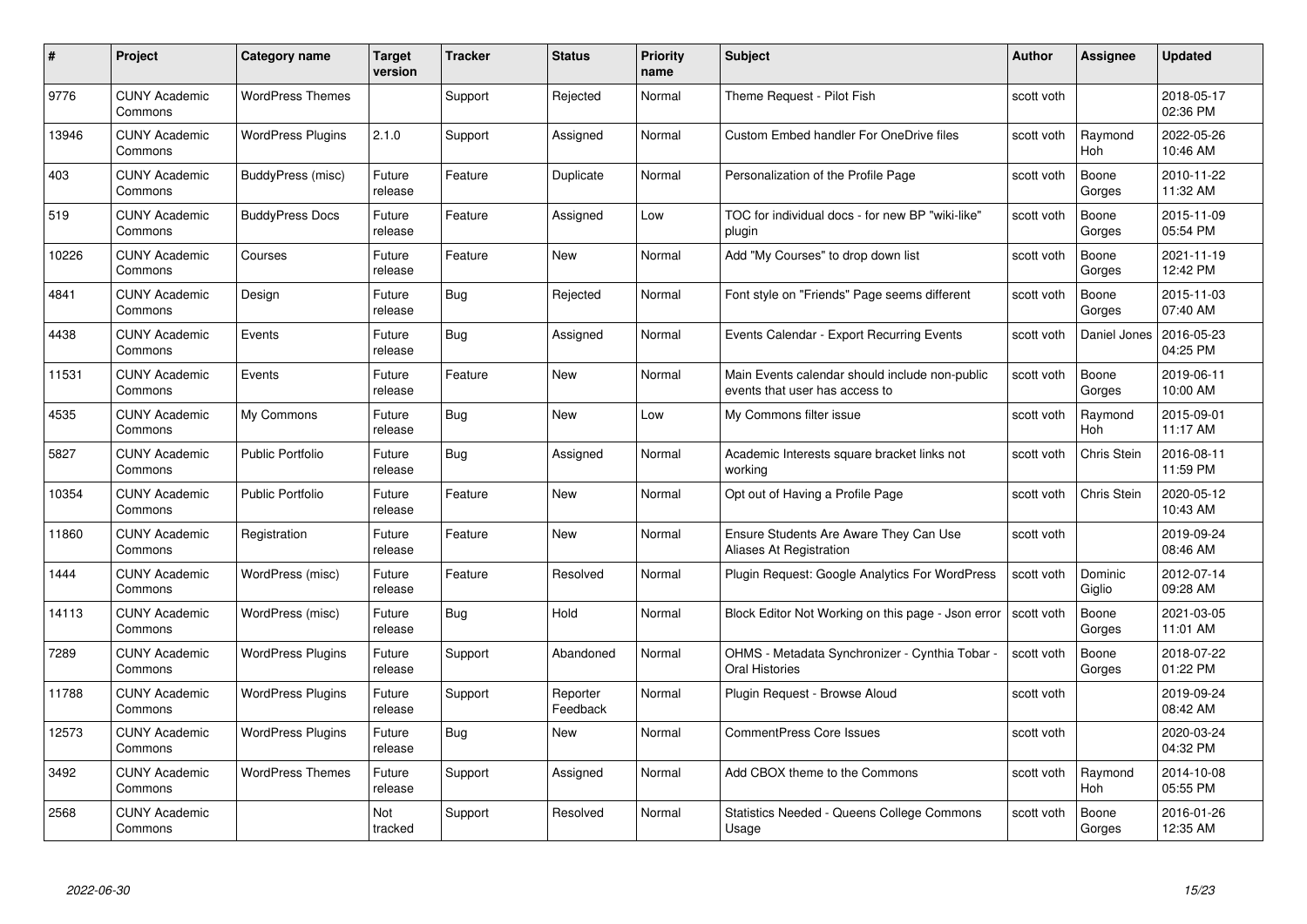| # | Project | Category name | Target version | Tracker | Status | Priority name | Subject | Author | Assignee | Updated |
|---|---|---|---|---|---|---|---|---|---|---|
| 9776 | CUNY Academic Commons | WordPress Themes | | Support | Rejected | Normal | Theme Request - Pilot Fish | scott voth | | 2018-05-17 02:36 PM |
| 13946 | CUNY Academic Commons | WordPress Plugins | 2.1.0 | Support | Assigned | Normal | Custom Embed handler For OneDrive files | scott voth | Raymond Hoh | 2022-05-26 10:46 AM |
| 403 | CUNY Academic Commons | BuddyPress (misc) | Future release | Feature | Duplicate | Normal | Personalization of the Profile Page | scott voth | Boone Gorges | 2010-11-22 11:32 AM |
| 519 | CUNY Academic Commons | BuddyPress Docs | Future release | Feature | Assigned | Low | TOC for individual docs - for new BP "wiki-like" plugin | scott voth | Boone Gorges | 2015-11-09 05:54 PM |
| 10226 | CUNY Academic Commons | Courses | Future release | Feature | New | Normal | Add "My Courses" to drop down list | scott voth | Boone Gorges | 2021-11-19 12:42 PM |
| 4841 | CUNY Academic Commons | Design | Future release | Bug | Rejected | Normal | Font style on "Friends" Page seems different | scott voth | Boone Gorges | 2015-11-03 07:40 AM |
| 4438 | CUNY Academic Commons | Events | Future release | Bug | Assigned | Normal | Events Calendar - Export Recurring Events | scott voth | Daniel Jones | 2016-05-23 04:25 PM |
| 11531 | CUNY Academic Commons | Events | Future release | Feature | New | Normal | Main Events calendar should include non-public events that user has access to | scott voth | Boone Gorges | 2019-06-11 10:00 AM |
| 4535 | CUNY Academic Commons | My Commons | Future release | Bug | New | Low | My Commons filter issue | scott voth | Raymond Hoh | 2015-09-01 11:17 AM |
| 5827 | CUNY Academic Commons | Public Portfolio | Future release | Bug | Assigned | Normal | Academic Interests square bracket links not working | scott voth | Chris Stein | 2016-08-11 11:59 PM |
| 10354 | CUNY Academic Commons | Public Portfolio | Future release | Feature | New | Normal | Opt out of Having a Profile Page | scott voth | Chris Stein | 2020-05-12 10:43 AM |
| 11860 | CUNY Academic Commons | Registration | Future release | Feature | New | Normal | Ensure Students Are Aware They Can Use Aliases At Registration | scott voth | | 2019-09-24 08:46 AM |
| 1444 | CUNY Academic Commons | WordPress (misc) | Future release | Feature | Resolved | Normal | Plugin Request: Google Analytics For WordPress | scott voth | Dominic Giglio | 2012-07-14 09:28 AM |
| 14113 | CUNY Academic Commons | WordPress (misc) | Future release | Bug | Hold | Normal | Block Editor Not Working on this page - Json error | scott voth | Boone Gorges | 2021-03-05 11:01 AM |
| 7289 | CUNY Academic Commons | WordPress Plugins | Future release | Support | Abandoned | Normal | OHMS - Metadata Synchronizer - Cynthia Tobar - Oral Histories | scott voth | Boone Gorges | 2018-07-22 01:22 PM |
| 11788 | CUNY Academic Commons | WordPress Plugins | Future release | Support | Reporter Feedback | Normal | Plugin Request - Browse Aloud | scott voth | | 2019-09-24 08:42 AM |
| 12573 | CUNY Academic Commons | WordPress Plugins | Future release | Bug | New | Normal | CommentPress Core Issues | scott voth | | 2020-03-24 04:32 PM |
| 3492 | CUNY Academic Commons | WordPress Themes | Future release | Support | Assigned | Normal | Add CBOX theme to the Commons | scott voth | Raymond Hoh | 2014-10-08 05:55 PM |
| 2568 | CUNY Academic Commons | | Not tracked | Support | Resolved | Normal | Statistics Needed - Queens College Commons Usage | scott voth | Boone Gorges | 2016-01-26 12:35 AM |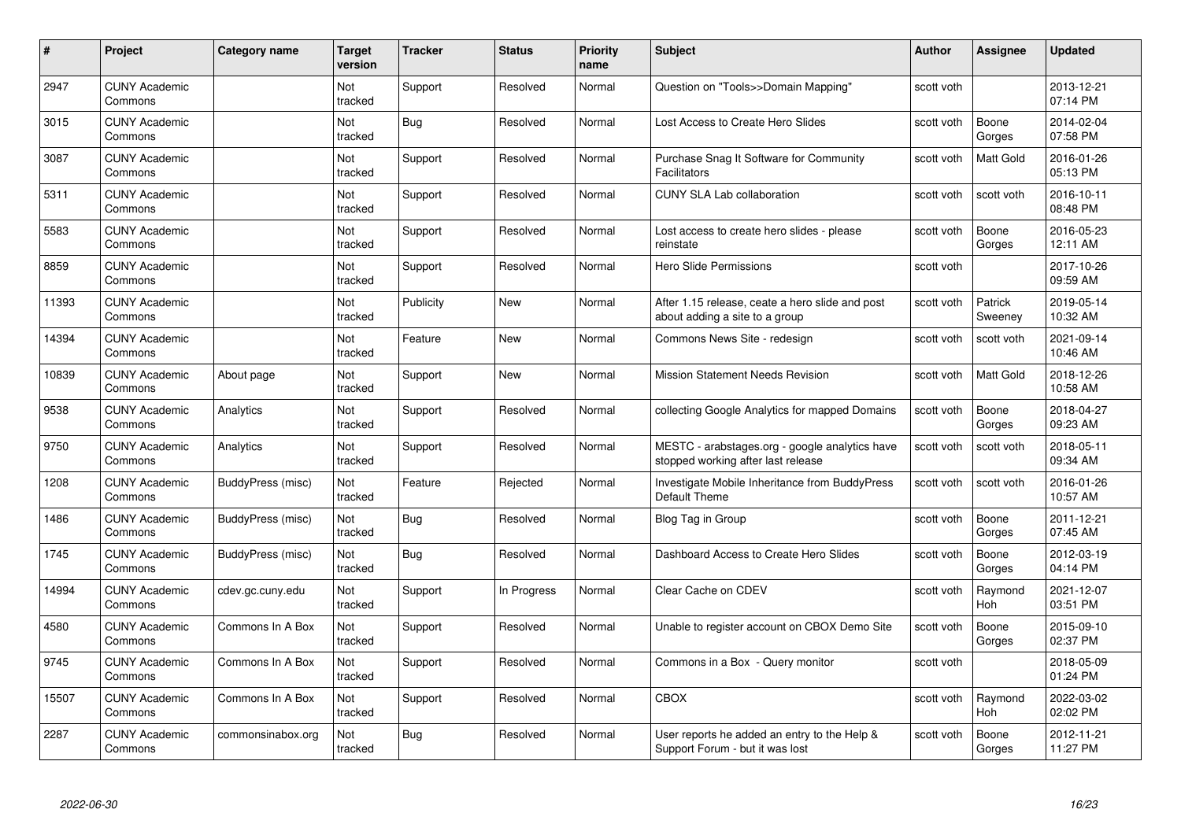| # | Project | Category name | Target version | Tracker | Status | Priority name | Subject | Author | Assignee | Updated |
|---|---|---|---|---|---|---|---|---|---|---|
| 2947 | CUNY Academic Commons | | Not tracked | Support | Resolved | Normal | Question on "Tools>>Domain Mapping" | scott voth | | 2013-12-21 07:14 PM |
| 3015 | CUNY Academic Commons | | Not tracked | Bug | Resolved | Normal | Lost Access to Create Hero Slides | scott voth | Boone Gorges | 2014-02-04 07:58 PM |
| 3087 | CUNY Academic Commons | | Not tracked | Support | Resolved | Normal | Purchase Snag It Software for Community Facilitators | scott voth | Matt Gold | 2016-01-26 05:13 PM |
| 5311 | CUNY Academic Commons | | Not tracked | Support | Resolved | Normal | CUNY SLA Lab collaboration | scott voth | scott voth | 2016-10-11 08:48 PM |
| 5583 | CUNY Academic Commons | | Not tracked | Support | Resolved | Normal | Lost access to create hero slides - please reinstate | scott voth | Boone Gorges | 2016-05-23 12:11 AM |
| 8859 | CUNY Academic Commons | | Not tracked | Support | Resolved | Normal | Hero Slide Permissions | scott voth | | 2017-10-26 09:59 AM |
| 11393 | CUNY Academic Commons | | Not tracked | Publicity | New | Normal | After 1.15 release, ceate a hero slide and post about adding a site to a group | scott voth | Patrick Sweeney | 2019-05-14 10:32 AM |
| 14394 | CUNY Academic Commons | | Not tracked | Feature | New | Normal | Commons News Site - redesign | scott voth | scott voth | 2021-09-14 10:46 AM |
| 10839 | CUNY Academic Commons | About page | Not tracked | Support | New | Normal | Mission Statement Needs Revision | scott voth | Matt Gold | 2018-12-26 10:58 AM |
| 9538 | CUNY Academic Commons | Analytics | Not tracked | Support | Resolved | Normal | collecting Google Analytics for mapped Domains | scott voth | Boone Gorges | 2018-04-27 09:23 AM |
| 9750 | CUNY Academic Commons | Analytics | Not tracked | Support | Resolved | Normal | MESTC - arabstages.org - google analytics have stopped working after last release | scott voth | scott voth | 2018-05-11 09:34 AM |
| 1208 | CUNY Academic Commons | BuddyPress (misc) | Not tracked | Feature | Rejected | Normal | Investigate Mobile Inheritance from BuddyPress Default Theme | scott voth | scott voth | 2016-01-26 10:57 AM |
| 1486 | CUNY Academic Commons | BuddyPress (misc) | Not tracked | Bug | Resolved | Normal | Blog Tag in Group | scott voth | Boone Gorges | 2011-12-21 07:45 AM |
| 1745 | CUNY Academic Commons | BuddyPress (misc) | Not tracked | Bug | Resolved | Normal | Dashboard Access to Create Hero Slides | scott voth | Boone Gorges | 2012-03-19 04:14 PM |
| 14994 | CUNY Academic Commons | cdev.gc.cuny.edu | Not tracked | Support | In Progress | Normal | Clear Cache on CDEV | scott voth | Raymond Hoh | 2021-12-07 03:51 PM |
| 4580 | CUNY Academic Commons | Commons In A Box | Not tracked | Support | Resolved | Normal | Unable to register account on CBOX Demo Site | scott voth | Boone Gorges | 2015-09-10 02:37 PM |
| 9745 | CUNY Academic Commons | Commons In A Box | Not tracked | Support | Resolved | Normal | Commons in a Box - Query monitor | scott voth | | 2018-05-09 01:24 PM |
| 15507 | CUNY Academic Commons | Commons In A Box | Not tracked | Support | Resolved | Normal | CBOX | scott voth | Raymond Hoh | 2022-03-02 02:02 PM |
| 2287 | CUNY Academic Commons | commonsinabox.org | Not tracked | Bug | Resolved | Normal | User reports he added an entry to the Help & Support Forum - but it was lost | scott voth | Boone Gorges | 2012-11-21 11:27 PM |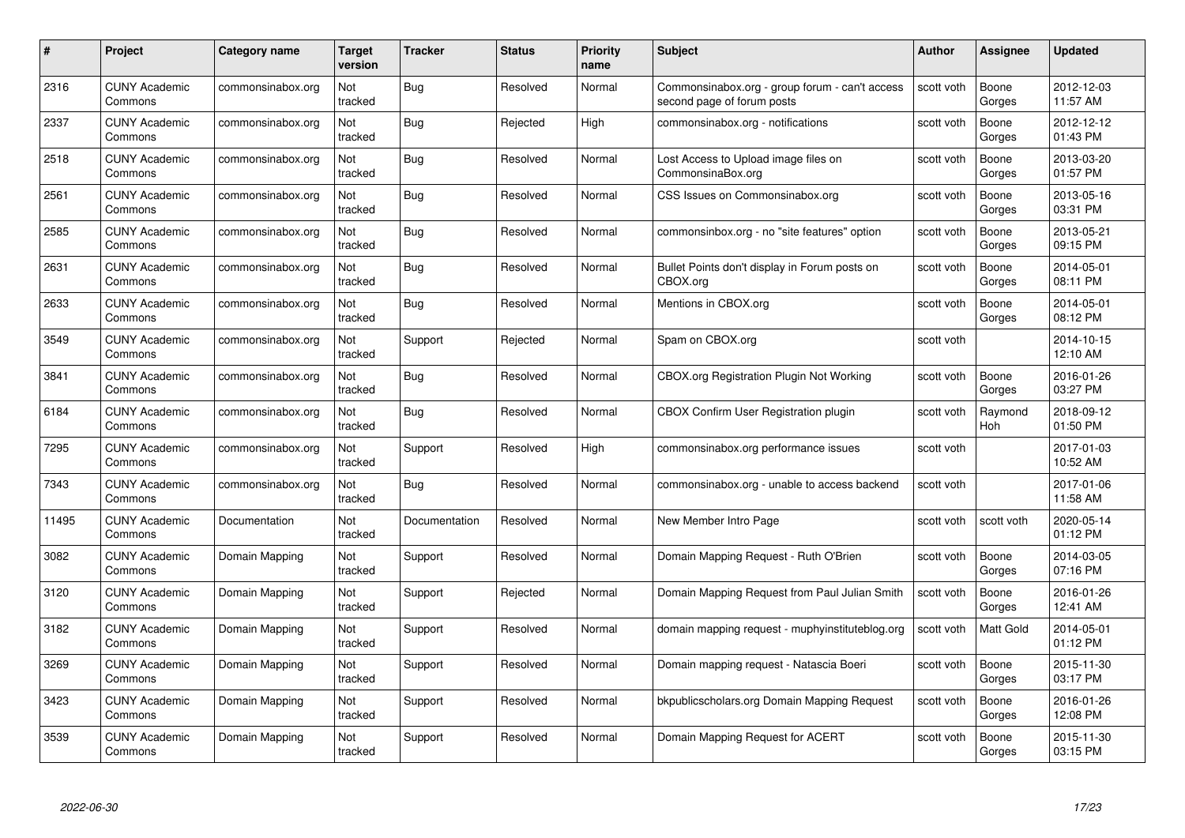| # | Project | Category name | Target version | Tracker | Status | Priority name | Subject | Author | Assignee | Updated |
|---|---|---|---|---|---|---|---|---|---|---|
| 2316 | CUNY Academic Commons | commonsinabox.org | Not tracked | Bug | Resolved | Normal | Commonsinabox.org - group forum - can't access second page of forum posts | scott voth | Boone Gorges | 2012-12-03 11:57 AM |
| 2337 | CUNY Academic Commons | commonsinabox.org | Not tracked | Bug | Rejected | High | commonsinabox.org - notifications | scott voth | Boone Gorges | 2012-12-12 01:43 PM |
| 2518 | CUNY Academic Commons | commonsinabox.org | Not tracked | Bug | Resolved | Normal | Lost Access to Upload image files on CommonsinaBox.org | scott voth | Boone Gorges | 2013-03-20 01:57 PM |
| 2561 | CUNY Academic Commons | commonsinabox.org | Not tracked | Bug | Resolved | Normal | CSS Issues on Commonsinabox.org | scott voth | Boone Gorges | 2013-05-16 03:31 PM |
| 2585 | CUNY Academic Commons | commonsinabox.org | Not tracked | Bug | Resolved | Normal | commonsinbox.org - no "site features" option | scott voth | Boone Gorges | 2013-05-21 09:15 PM |
| 2631 | CUNY Academic Commons | commonsinabox.org | Not tracked | Bug | Resolved | Normal | Bullet Points don't display in Forum posts on CBOX.org | scott voth | Boone Gorges | 2014-05-01 08:11 PM |
| 2633 | CUNY Academic Commons | commonsinabox.org | Not tracked | Bug | Resolved | Normal | Mentions in CBOX.org | scott voth | Boone Gorges | 2014-05-01 08:12 PM |
| 3549 | CUNY Academic Commons | commonsinabox.org | Not tracked | Support | Rejected | Normal | Spam on CBOX.org | scott voth | | 2014-10-15 12:10 AM |
| 3841 | CUNY Academic Commons | commonsinabox.org | Not tracked | Bug | Resolved | Normal | CBOX.org Registration Plugin Not Working | scott voth | Boone Gorges | 2016-01-26 03:27 PM |
| 6184 | CUNY Academic Commons | commonsinabox.org | Not tracked | Bug | Resolved | Normal | CBOX Confirm User Registration plugin | scott voth | Raymond Hoh | 2018-09-12 01:50 PM |
| 7295 | CUNY Academic Commons | commonsinabox.org | Not tracked | Support | Resolved | High | commonsinabox.org performance issues | scott voth | | 2017-01-03 10:52 AM |
| 7343 | CUNY Academic Commons | commonsinabox.org | Not tracked | Bug | Resolved | Normal | commonsinabox.org - unable to access backend | scott voth | | 2017-01-06 11:58 AM |
| 11495 | CUNY Academic Commons | Documentation | Not tracked | Documentation | Resolved | Normal | New Member Intro Page | scott voth | scott voth | 2020-05-14 01:12 PM |
| 3082 | CUNY Academic Commons | Domain Mapping | Not tracked | Support | Resolved | Normal | Domain Mapping Request - Ruth O'Brien | scott voth | Boone Gorges | 2014-03-05 07:16 PM |
| 3120 | CUNY Academic Commons | Domain Mapping | Not tracked | Support | Rejected | Normal | Domain Mapping Request from Paul Julian Smith | scott voth | Boone Gorges | 2016-01-26 12:41 AM |
| 3182 | CUNY Academic Commons | Domain Mapping | Not tracked | Support | Resolved | Normal | domain mapping request - muphyinstituteblog.org | scott voth | Matt Gold | 2014-05-01 01:12 PM |
| 3269 | CUNY Academic Commons | Domain Mapping | Not tracked | Support | Resolved | Normal | Domain mapping request - Natascia Boeri | scott voth | Boone Gorges | 2015-11-30 03:17 PM |
| 3423 | CUNY Academic Commons | Domain Mapping | Not tracked | Support | Resolved | Normal | bkpublicscholars.org Domain Mapping Request | scott voth | Boone Gorges | 2016-01-26 12:08 PM |
| 3539 | CUNY Academic Commons | Domain Mapping | Not tracked | Support | Resolved | Normal | Domain Mapping Request for ACERT | scott voth | Boone Gorges | 2015-11-30 03:15 PM |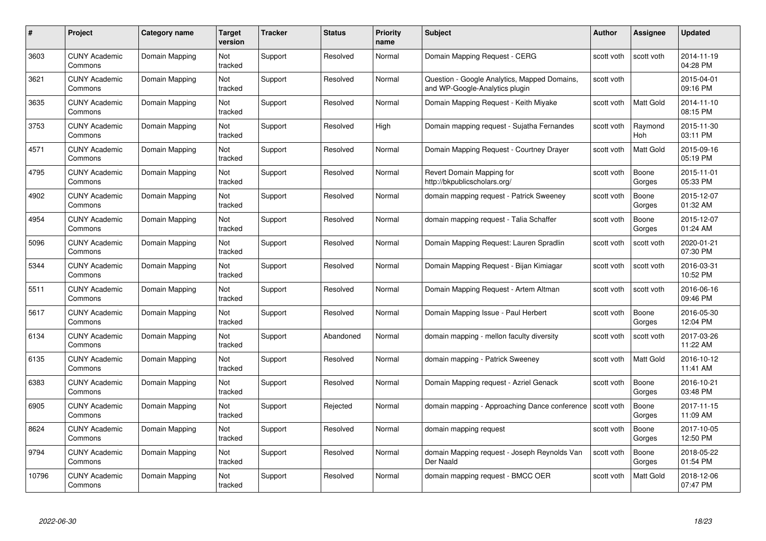| # | Project | Category name | Target version | Tracker | Status | Priority name | Subject | Author | Assignee | Updated |
|---|---|---|---|---|---|---|---|---|---|---|
| 3603 | CUNY Academic Commons | Domain Mapping | Not tracked | Support | Resolved | Normal | Domain Mapping Request - CERG | scott voth | scott voth | 2014-11-19 04:28 PM |
| 3621 | CUNY Academic Commons | Domain Mapping | Not tracked | Support | Resolved | Normal | Question - Google Analytics, Mapped Domains, and WP-Google-Analytics plugin | scott voth | | 2015-04-01 09:16 PM |
| 3635 | CUNY Academic Commons | Domain Mapping | Not tracked | Support | Resolved | Normal | Domain Mapping Request - Keith Miyake | scott voth | Matt Gold | 2014-11-10 08:15 PM |
| 3753 | CUNY Academic Commons | Domain Mapping | Not tracked | Support | Resolved | High | Domain mapping request - Sujatha Fernandes | scott voth | Raymond Hoh | 2015-11-30 03:11 PM |
| 4571 | CUNY Academic Commons | Domain Mapping | Not tracked | Support | Resolved | Normal | Domain Mapping Request - Courtney Drayer | scott voth | Matt Gold | 2015-09-16 05:19 PM |
| 4795 | CUNY Academic Commons | Domain Mapping | Not tracked | Support | Resolved | Normal | Revert Domain Mapping for http://bkpublicscholars.org/ | scott voth | Boone Gorges | 2015-11-01 05:33 PM |
| 4902 | CUNY Academic Commons | Domain Mapping | Not tracked | Support | Resolved | Normal | domain mapping request - Patrick Sweeney | scott voth | Boone Gorges | 2015-12-07 01:32 AM |
| 4954 | CUNY Academic Commons | Domain Mapping | Not tracked | Support | Resolved | Normal | domain mapping request - Talia Schaffer | scott voth | Boone Gorges | 2015-12-07 01:24 AM |
| 5096 | CUNY Academic Commons | Domain Mapping | Not tracked | Support | Resolved | Normal | Domain Mapping Request: Lauren Spradlin | scott voth | scott voth | 2020-01-21 07:30 PM |
| 5344 | CUNY Academic Commons | Domain Mapping | Not tracked | Support | Resolved | Normal | Domain Mapping Request - Bijan Kimiagar | scott voth | scott voth | 2016-03-31 10:52 PM |
| 5511 | CUNY Academic Commons | Domain Mapping | Not tracked | Support | Resolved | Normal | Domain Mapping Request - Artem Altman | scott voth | scott voth | 2016-06-16 09:46 PM |
| 5617 | CUNY Academic Commons | Domain Mapping | Not tracked | Support | Resolved | Normal | Domain Mapping Issue - Paul Herbert | scott voth | Boone Gorges | 2016-05-30 12:04 PM |
| 6134 | CUNY Academic Commons | Domain Mapping | Not tracked | Support | Abandoned | Normal | domain mapping - mellon faculty diversity | scott voth | scott voth | 2017-03-26 11:22 AM |
| 6135 | CUNY Academic Commons | Domain Mapping | Not tracked | Support | Resolved | Normal | domain mapping - Patrick Sweeney | scott voth | Matt Gold | 2016-10-12 11:41 AM |
| 6383 | CUNY Academic Commons | Domain Mapping | Not tracked | Support | Resolved | Normal | Domain Mapping request - Azriel Genack | scott voth | Boone Gorges | 2016-10-21 03:48 PM |
| 6905 | CUNY Academic Commons | Domain Mapping | Not tracked | Support | Rejected | Normal | domain mapping - Approaching Dance conference | scott voth | Boone Gorges | 2017-11-15 11:09 AM |
| 8624 | CUNY Academic Commons | Domain Mapping | Not tracked | Support | Resolved | Normal | domain mapping request | scott voth | Boone Gorges | 2017-10-05 12:50 PM |
| 9794 | CUNY Academic Commons | Domain Mapping | Not tracked | Support | Resolved | Normal | domain Mapping request - Joseph Reynolds Van Der Naald | scott voth | Boone Gorges | 2018-05-22 01:54 PM |
| 10796 | CUNY Academic Commons | Domain Mapping | Not tracked | Support | Resolved | Normal | domain mapping request - BMCC OER | scott voth | Matt Gold | 2018-12-06 07:47 PM |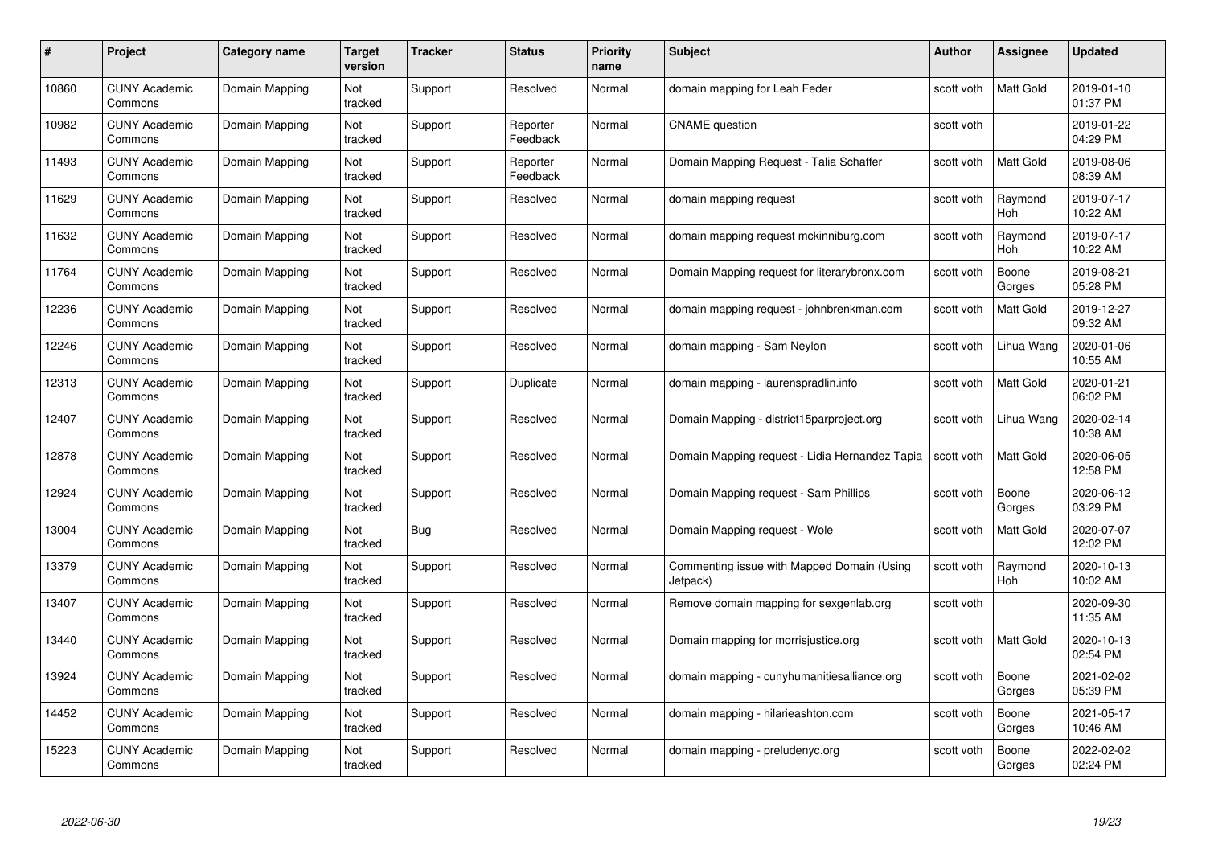| # | Project | Category name | Target version | Tracker | Status | Priority name | Subject | Author | Assignee | Updated |
|---|---|---|---|---|---|---|---|---|---|---|
| 10860 | CUNY Academic Commons | Domain Mapping | Not tracked | Support | Resolved | Normal | domain mapping for Leah Feder | scott voth | Matt Gold | 2019-01-10 01:37 PM |
| 10982 | CUNY Academic Commons | Domain Mapping | Not tracked | Support | Reporter Feedback | Normal | CNAME question | scott voth | | 2019-01-22 04:29 PM |
| 11493 | CUNY Academic Commons | Domain Mapping | Not tracked | Support | Reporter Feedback | Normal | Domain Mapping Request - Talia Schaffer | scott voth | Matt Gold | 2019-08-06 08:39 AM |
| 11629 | CUNY Academic Commons | Domain Mapping | Not tracked | Support | Resolved | Normal | domain mapping request | scott voth | Raymond Hoh | 2019-07-17 10:22 AM |
| 11632 | CUNY Academic Commons | Domain Mapping | Not tracked | Support | Resolved | Normal | domain mapping request mckinniburg.com | scott voth | Raymond Hoh | 2019-07-17 10:22 AM |
| 11764 | CUNY Academic Commons | Domain Mapping | Not tracked | Support | Resolved | Normal | Domain Mapping request for literarybronx.com | scott voth | Boone Gorges | 2019-08-21 05:28 PM |
| 12236 | CUNY Academic Commons | Domain Mapping | Not tracked | Support | Resolved | Normal | domain mapping request - johnbrenkman.com | scott voth | Matt Gold | 2019-12-27 09:32 AM |
| 12246 | CUNY Academic Commons | Domain Mapping | Not tracked | Support | Resolved | Normal | domain mapping - Sam Neylon | scott voth | Lihua Wang | 2020-01-06 10:55 AM |
| 12313 | CUNY Academic Commons | Domain Mapping | Not tracked | Support | Duplicate | Normal | domain mapping - laurenspradlin.info | scott voth | Matt Gold | 2020-01-21 06:02 PM |
| 12407 | CUNY Academic Commons | Domain Mapping | Not tracked | Support | Resolved | Normal | Domain Mapping - district15parproject.org | scott voth | Lihua Wang | 2020-02-14 10:38 AM |
| 12878 | CUNY Academic Commons | Domain Mapping | Not tracked | Support | Resolved | Normal | Domain Mapping request - Lidia Hernandez Tapia | scott voth | Matt Gold | 2020-06-05 12:58 PM |
| 12924 | CUNY Academic Commons | Domain Mapping | Not tracked | Support | Resolved | Normal | Domain Mapping request - Sam Phillips | scott voth | Boone Gorges | 2020-06-12 03:29 PM |
| 13004 | CUNY Academic Commons | Domain Mapping | Not tracked | Bug | Resolved | Normal | Domain Mapping request - Wole | scott voth | Matt Gold | 2020-07-07 12:02 PM |
| 13379 | CUNY Academic Commons | Domain Mapping | Not tracked | Support | Resolved | Normal | Commenting issue with Mapped Domain (Using Jetpack) | scott voth | Raymond Hoh | 2020-10-13 10:02 AM |
| 13407 | CUNY Academic Commons | Domain Mapping | Not tracked | Support | Resolved | Normal | Remove domain mapping for sexgenlab.org | scott voth | | 2020-09-30 11:35 AM |
| 13440 | CUNY Academic Commons | Domain Mapping | Not tracked | Support | Resolved | Normal | Domain mapping for morrisjustice.org | scott voth | Matt Gold | 2020-10-13 02:54 PM |
| 13924 | CUNY Academic Commons | Domain Mapping | Not tracked | Support | Resolved | Normal | domain mapping - cunyhumanitiesalliance.org | scott voth | Boone Gorges | 2021-02-02 05:39 PM |
| 14452 | CUNY Academic Commons | Domain Mapping | Not tracked | Support | Resolved | Normal | domain mapping - hilarieashton.com | scott voth | Boone Gorges | 2021-05-17 10:46 AM |
| 15223 | CUNY Academic Commons | Domain Mapping | Not tracked | Support | Resolved | Normal | domain mapping - preludenyc.org | scott voth | Boone Gorges | 2022-02-02 02:24 PM |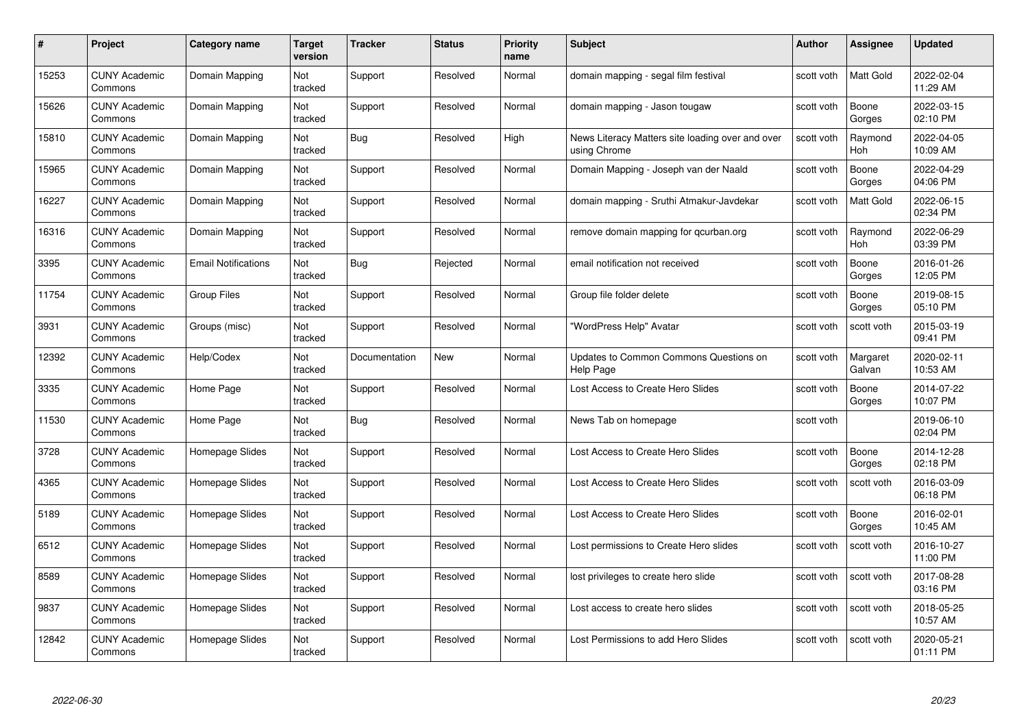| # | Project | Category name | Target version | Tracker | Status | Priority name | Subject | Author | Assignee | Updated |
|---|---|---|---|---|---|---|---|---|---|---|
| 15253 | CUNY Academic Commons | Domain Mapping | Not tracked | Support | Resolved | Normal | domain mapping - segal film festival | scott voth | Matt Gold | 2022-02-04 11:29 AM |
| 15626 | CUNY Academic Commons | Domain Mapping | Not tracked | Support | Resolved | Normal | domain mapping - Jason tougaw | scott voth | Boone Gorges | 2022-03-15 02:10 PM |
| 15810 | CUNY Academic Commons | Domain Mapping | Not tracked | Bug | Resolved | High | News Literacy Matters site loading over and over using Chrome | scott voth | Raymond Hoh | 2022-04-05 10:09 AM |
| 15965 | CUNY Academic Commons | Domain Mapping | Not tracked | Support | Resolved | Normal | Domain Mapping - Joseph van der Naald | scott voth | Boone Gorges | 2022-04-29 04:06 PM |
| 16227 | CUNY Academic Commons | Domain Mapping | Not tracked | Support | Resolved | Normal | domain mapping - Sruthi Atmakur-Javdekar | scott voth | Matt Gold | 2022-06-15 02:34 PM |
| 16316 | CUNY Academic Commons | Domain Mapping | Not tracked | Support | Resolved | Normal | remove domain mapping for qcurban.org | scott voth | Raymond Hoh | 2022-06-29 03:39 PM |
| 3395 | CUNY Academic Commons | Email Notifications | Not tracked | Bug | Rejected | Normal | email notification not received | scott voth | Boone Gorges | 2016-01-26 12:05 PM |
| 11754 | CUNY Academic Commons | Group Files | Not tracked | Support | Resolved | Normal | Group file folder delete | scott voth | Boone Gorges | 2019-08-15 05:10 PM |
| 3931 | CUNY Academic Commons | Groups (misc) | Not tracked | Support | Resolved | Normal | "WordPress Help" Avatar | scott voth | scott voth | 2015-03-19 09:41 PM |
| 12392 | CUNY Academic Commons | Help/Codex | Not tracked | Documentation | New | Normal | Updates to Common Commons Questions on Help Page | scott voth | Margaret Galvan | 2020-02-11 10:53 AM |
| 3335 | CUNY Academic Commons | Home Page | Not tracked | Support | Resolved | Normal | Lost Access to Create Hero Slides | scott voth | Boone Gorges | 2014-07-22 10:07 PM |
| 11530 | CUNY Academic Commons | Home Page | Not tracked | Bug | Resolved | Normal | News Tab on homepage | scott voth | | 2019-06-10 02:04 PM |
| 3728 | CUNY Academic Commons | Homepage Slides | Not tracked | Support | Resolved | Normal | Lost Access to Create Hero Slides | scott voth | Boone Gorges | 2014-12-28 02:18 PM |
| 4365 | CUNY Academic Commons | Homepage Slides | Not tracked | Support | Resolved | Normal | Lost Access to Create Hero Slides | scott voth | scott voth | 2016-03-09 06:18 PM |
| 5189 | CUNY Academic Commons | Homepage Slides | Not tracked | Support | Resolved | Normal | Lost Access to Create Hero Slides | scott voth | Boone Gorges | 2016-02-01 10:45 AM |
| 6512 | CUNY Academic Commons | Homepage Slides | Not tracked | Support | Resolved | Normal | Lost permissions to Create Hero slides | scott voth | scott voth | 2016-10-27 11:00 PM |
| 8589 | CUNY Academic Commons | Homepage Slides | Not tracked | Support | Resolved | Normal | lost privileges to create hero slide | scott voth | scott voth | 2017-08-28 03:16 PM |
| 9837 | CUNY Academic Commons | Homepage Slides | Not tracked | Support | Resolved | Normal | Lost access to create hero slides | scott voth | scott voth | 2018-05-25 10:57 AM |
| 12842 | CUNY Academic Commons | Homepage Slides | Not tracked | Support | Resolved | Normal | Lost Permissions to add Hero Slides | scott voth | scott voth | 2020-05-21 01:11 PM |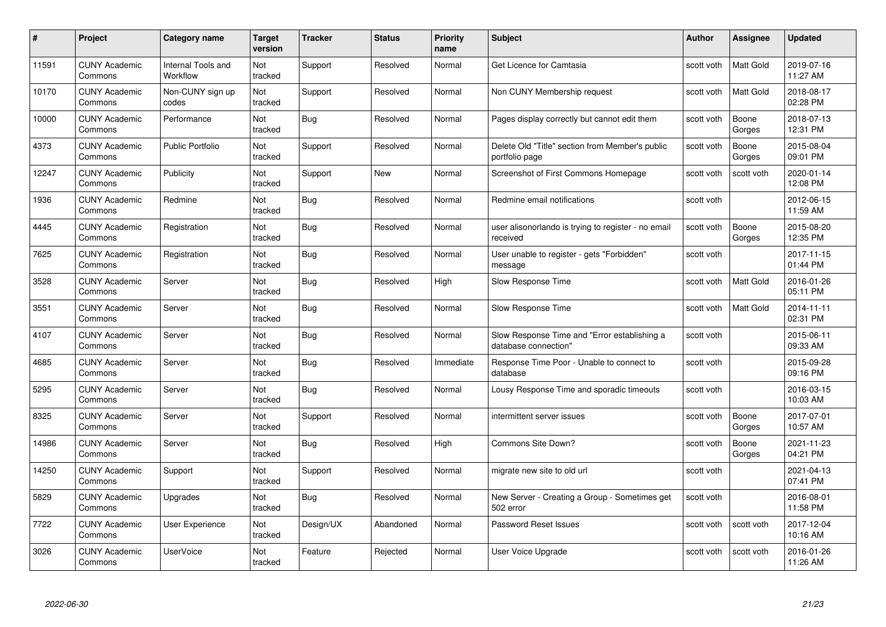| # | Project | Category name | Target version | Tracker | Status | Priority name | Subject | Author | Assignee | Updated |
|---|---|---|---|---|---|---|---|---|---|---|
| 11591 | CUNY Academic Commons | Internal Tools and Workflow | Not tracked | Support | Resolved | Normal | Get Licence for Camtasia | scott voth | Matt Gold | 2019-07-16 11:27 AM |
| 10170 | CUNY Academic Commons | Non-CUNY sign up codes | Not tracked | Support | Resolved | Normal | Non CUNY Membership request | scott voth | Matt Gold | 2018-08-17 02:28 PM |
| 10000 | CUNY Academic Commons | Performance | Not tracked | Bug | Resolved | Normal | Pages display correctly but cannot edit them | scott voth | Boone Gorges | 2018-07-13 12:31 PM |
| 4373 | CUNY Academic Commons | Public Portfolio | Not tracked | Support | Resolved | Normal | Delete Old "Title" section from Member's public portfolio page | scott voth | Boone Gorges | 2015-08-04 09:01 PM |
| 12247 | CUNY Academic Commons | Publicity | Not tracked | Support | New | Normal | Screenshot of First Commons Homepage | scott voth | scott voth | 2020-01-14 12:08 PM |
| 1936 | CUNY Academic Commons | Redmine | Not tracked | Bug | Resolved | Normal | Redmine email notifications | scott voth | | 2012-06-15 11:59 AM |
| 4445 | CUNY Academic Commons | Registration | Not tracked | Bug | Resolved | Normal | user alisonorlando is trying to register - no email received | scott voth | Boone Gorges | 2015-08-20 12:35 PM |
| 7625 | CUNY Academic Commons | Registration | Not tracked | Bug | Resolved | Normal | User unable to register - gets "Forbidden" message | scott voth | | 2017-11-15 01:44 PM |
| 3528 | CUNY Academic Commons | Server | Not tracked | Bug | Resolved | High | Slow Response Time | scott voth | Matt Gold | 2016-01-26 05:11 PM |
| 3551 | CUNY Academic Commons | Server | Not tracked | Bug | Resolved | Normal | Slow Response Time | scott voth | Matt Gold | 2014-11-11 02:31 PM |
| 4107 | CUNY Academic Commons | Server | Not tracked | Bug | Resolved | Normal | Slow Response Time and "Error establishing a database connection" | scott voth | | 2015-06-11 09:33 AM |
| 4685 | CUNY Academic Commons | Server | Not tracked | Bug | Resolved | Immediate | Response Time Poor - Unable to connect to database | scott voth | | 2015-09-28 09:16 PM |
| 5295 | CUNY Academic Commons | Server | Not tracked | Bug | Resolved | Normal | Lousy Response Time and sporadic timeouts | scott voth | | 2016-03-15 10:03 AM |
| 8325 | CUNY Academic Commons | Server | Not tracked | Support | Resolved | Normal | intermittent server issues | scott voth | Boone Gorges | 2017-07-01 10:57 AM |
| 14986 | CUNY Academic Commons | Server | Not tracked | Bug | Resolved | High | Commons Site Down? | scott voth | Boone Gorges | 2021-11-23 04:21 PM |
| 14250 | CUNY Academic Commons | Support | Not tracked | Support | Resolved | Normal | migrate new site to old url | scott voth | | 2021-04-13 07:41 PM |
| 5829 | CUNY Academic Commons | Upgrades | Not tracked | Bug | Resolved | Normal | New Server - Creating a Group - Sometimes get 502 error | scott voth | | 2016-08-01 11:58 PM |
| 7722 | CUNY Academic Commons | User Experience | Not tracked | Design/UX | Abandoned | Normal | Password Reset Issues | scott voth | scott voth | 2017-12-04 10:16 AM |
| 3026 | CUNY Academic Commons | UserVoice | Not tracked | Feature | Rejected | Normal | User Voice Upgrade | scott voth | scott voth | 2016-01-26 11:26 AM |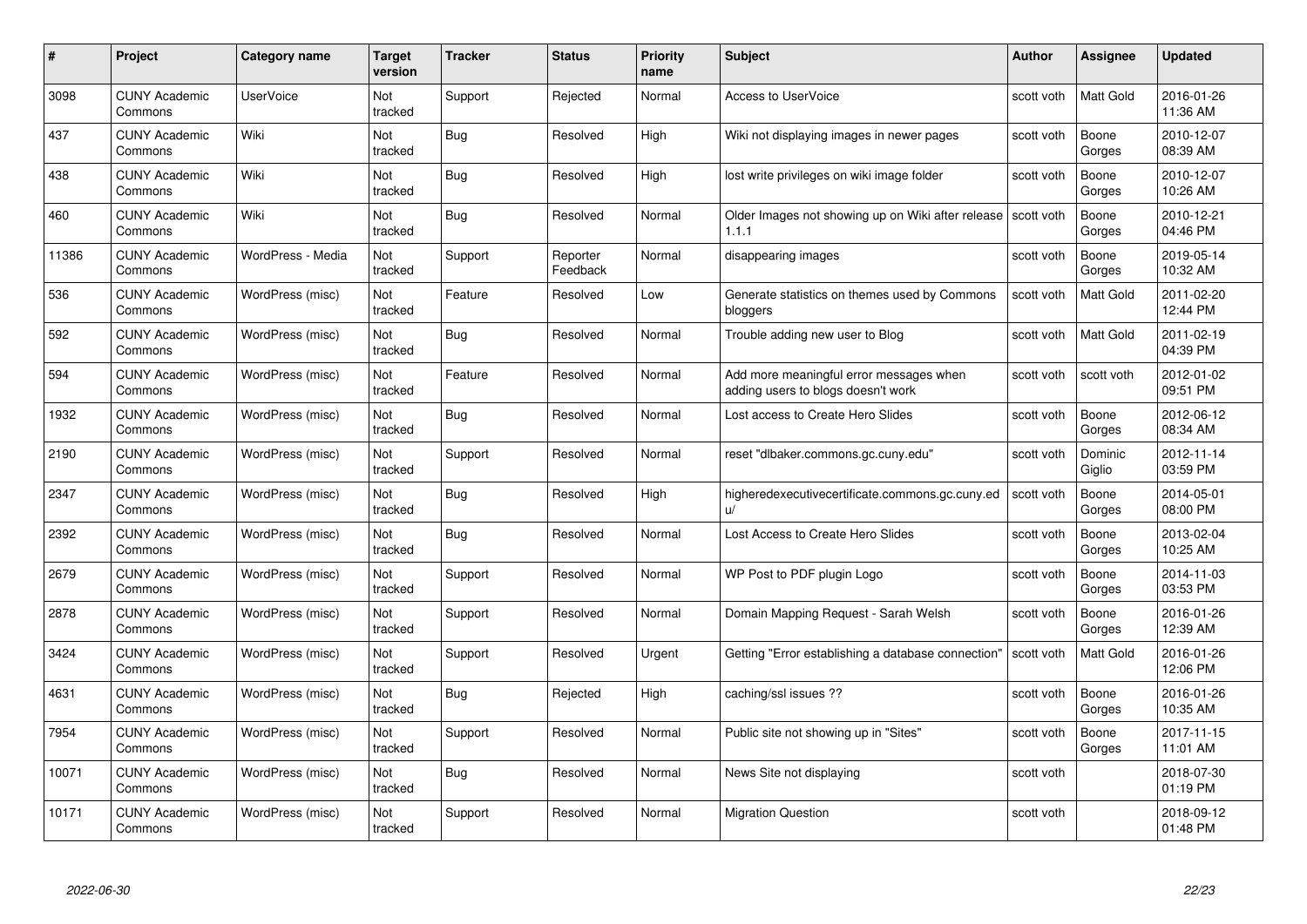| # | Project | Category name | Target version | Tracker | Status | Priority name | Subject | Author | Assignee | Updated |
|---|---|---|---|---|---|---|---|---|---|---|
| 3098 | CUNY Academic Commons | UserVoice | Not tracked | Support | Rejected | Normal | Access to UserVoice | scott voth | Matt Gold | 2016-01-26 11:36 AM |
| 437 | CUNY Academic Commons | Wiki | Not tracked | Bug | Resolved | High | Wiki not displaying images in newer pages | scott voth | Boone Gorges | 2010-12-07 08:39 AM |
| 438 | CUNY Academic Commons | Wiki | Not tracked | Bug | Resolved | High | lost write privileges on wiki image folder | scott voth | Boone Gorges | 2010-12-07 10:26 AM |
| 460 | CUNY Academic Commons | Wiki | Not tracked | Bug | Resolved | Normal | Older Images not showing up on Wiki after release 1.1.1 | scott voth | Boone Gorges | 2010-12-21 04:46 PM |
| 11386 | CUNY Academic Commons | WordPress - Media | Not tracked | Support | Reporter Feedback | Normal | disappearing images | scott voth | Boone Gorges | 2019-05-14 10:32 AM |
| 536 | CUNY Academic Commons | WordPress (misc) | Not tracked | Feature | Resolved | Low | Generate statistics on themes used by Commons bloggers | scott voth | Matt Gold | 2011-02-20 12:44 PM |
| 592 | CUNY Academic Commons | WordPress (misc) | Not tracked | Bug | Resolved | Normal | Trouble adding new user to Blog | scott voth | Matt Gold | 2011-02-19 04:39 PM |
| 594 | CUNY Academic Commons | WordPress (misc) | Not tracked | Feature | Resolved | Normal | Add more meaningful error messages when adding users to blogs doesn't work | scott voth | scott voth | 2012-01-02 09:51 PM |
| 1932 | CUNY Academic Commons | WordPress (misc) | Not tracked | Bug | Resolved | Normal | Lost access to Create Hero Slides | scott voth | Boone Gorges | 2012-06-12 08:34 AM |
| 2190 | CUNY Academic Commons | WordPress (misc) | Not tracked | Support | Resolved | Normal | reset "dlbaker.commons.gc.cuny.edu" | scott voth | Dominic Giglio | 2012-11-14 03:59 PM |
| 2347 | CUNY Academic Commons | WordPress (misc) | Not tracked | Bug | Resolved | High | higheredexecutivecertificate.commons.gc.cuny.edu/ | scott voth | Boone Gorges | 2014-05-01 08:00 PM |
| 2392 | CUNY Academic Commons | WordPress (misc) | Not tracked | Bug | Resolved | Normal | Lost Access to Create Hero Slides | scott voth | Boone Gorges | 2013-02-04 10:25 AM |
| 2679 | CUNY Academic Commons | WordPress (misc) | Not tracked | Support | Resolved | Normal | WP Post to PDF plugin Logo | scott voth | Boone Gorges | 2014-11-03 03:53 PM |
| 2878 | CUNY Academic Commons | WordPress (misc) | Not tracked | Support | Resolved | Normal | Domain Mapping Request - Sarah Welsh | scott voth | Boone Gorges | 2016-01-26 12:39 AM |
| 3424 | CUNY Academic Commons | WordPress (misc) | Not tracked | Support | Resolved | Urgent | Getting "Error establishing a database connection" | scott voth | Matt Gold | 2016-01-26 12:06 PM |
| 4631 | CUNY Academic Commons | WordPress (misc) | Not tracked | Bug | Rejected | High | caching/ssl issues ?? | scott voth | Boone Gorges | 2016-01-26 10:35 AM |
| 7954 | CUNY Academic Commons | WordPress (misc) | Not tracked | Support | Resolved | Normal | Public site not showing up in "Sites" | scott voth | Boone Gorges | 2017-11-15 11:01 AM |
| 10071 | CUNY Academic Commons | WordPress (misc) | Not tracked | Bug | Resolved | Normal | News Site not displaying | scott voth | | 2018-07-30 01:19 PM |
| 10171 | CUNY Academic Commons | WordPress (misc) | Not tracked | Support | Resolved | Normal | Migration Question | scott voth | | 2018-09-12 01:48 PM |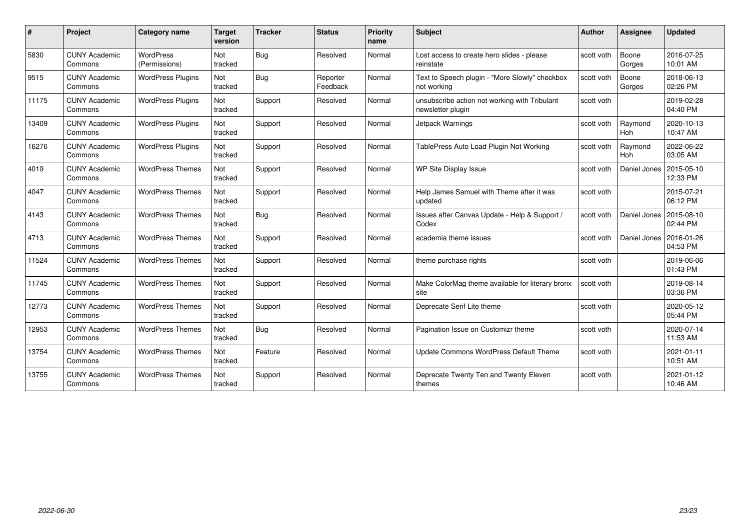| # | Project | Category name | Target version | Tracker | Status | Priority name | Subject | Author | Assignee | Updated |
|---|---|---|---|---|---|---|---|---|---|---|
| 5830 | CUNY Academic Commons | WordPress (Permissions) | Not tracked | Bug | Resolved | Normal | Lost access to create hero slides - please reinstate | scott voth | Boone Gorges | 2016-07-25 10:01 AM |
| 9515 | CUNY Academic Commons | WordPress Plugins | Not tracked | Bug | Reporter Feedback | Normal | Text to Speech plugin - "More Slowly" checkbox not working | scott voth | Boone Gorges | 2018-06-13 02:26 PM |
| 11175 | CUNY Academic Commons | WordPress Plugins | Not tracked | Support | Resolved | Normal | unsubscribe action not working with Tribulant newsletter plugin | scott voth | | 2019-02-28 04:40 PM |
| 13409 | CUNY Academic Commons | WordPress Plugins | Not tracked | Support | Resolved | Normal | Jetpack Warnings | scott voth | Raymond Hoh | 2020-10-13 10:47 AM |
| 16276 | CUNY Academic Commons | WordPress Plugins | Not tracked | Support | Resolved | Normal | TablePress Auto Load Plugin Not Working | scott voth | Raymond Hoh | 2022-06-22 03:05 AM |
| 4019 | CUNY Academic Commons | WordPress Themes | Not tracked | Support | Resolved | Normal | WP Site Display Issue | scott voth | Daniel Jones | 2015-05-10 12:33 PM |
| 4047 | CUNY Academic Commons | WordPress Themes | Not tracked | Support | Resolved | Normal | Help James Samuel with Theme after it was updated | scott voth | | 2015-07-21 06:12 PM |
| 4143 | CUNY Academic Commons | WordPress Themes | Not tracked | Bug | Resolved | Normal | Issues after Canvas Update - Help & Support / Codex | scott voth | Daniel Jones | 2015-08-10 02:44 PM |
| 4713 | CUNY Academic Commons | WordPress Themes | Not tracked | Support | Resolved | Normal | academia theme issues | scott voth | Daniel Jones | 2016-01-26 04:53 PM |
| 11524 | CUNY Academic Commons | WordPress Themes | Not tracked | Support | Resolved | Normal | theme purchase rights | scott voth | | 2019-06-06 01:43 PM |
| 11745 | CUNY Academic Commons | WordPress Themes | Not tracked | Support | Resolved | Normal | Make ColorMag theme available for literary bronx site | scott voth | | 2019-08-14 03:36 PM |
| 12773 | CUNY Academic Commons | WordPress Themes | Not tracked | Support | Resolved | Normal | Deprecate Serif Lite theme | scott voth | | 2020-05-12 05:44 PM |
| 12953 | CUNY Academic Commons | WordPress Themes | Not tracked | Bug | Resolved | Normal | Pagination Issue on Customizr theme | scott voth | | 2020-07-14 11:53 AM |
| 13754 | CUNY Academic Commons | WordPress Themes | Not tracked | Feature | Resolved | Normal | Update Commons WordPress Default Theme | scott voth | | 2021-01-11 10:51 AM |
| 13755 | CUNY Academic Commons | WordPress Themes | Not tracked | Support | Resolved | Normal | Deprecate Twenty Ten and Twenty Eleven themes | scott voth | | 2021-01-12 10:46 AM |